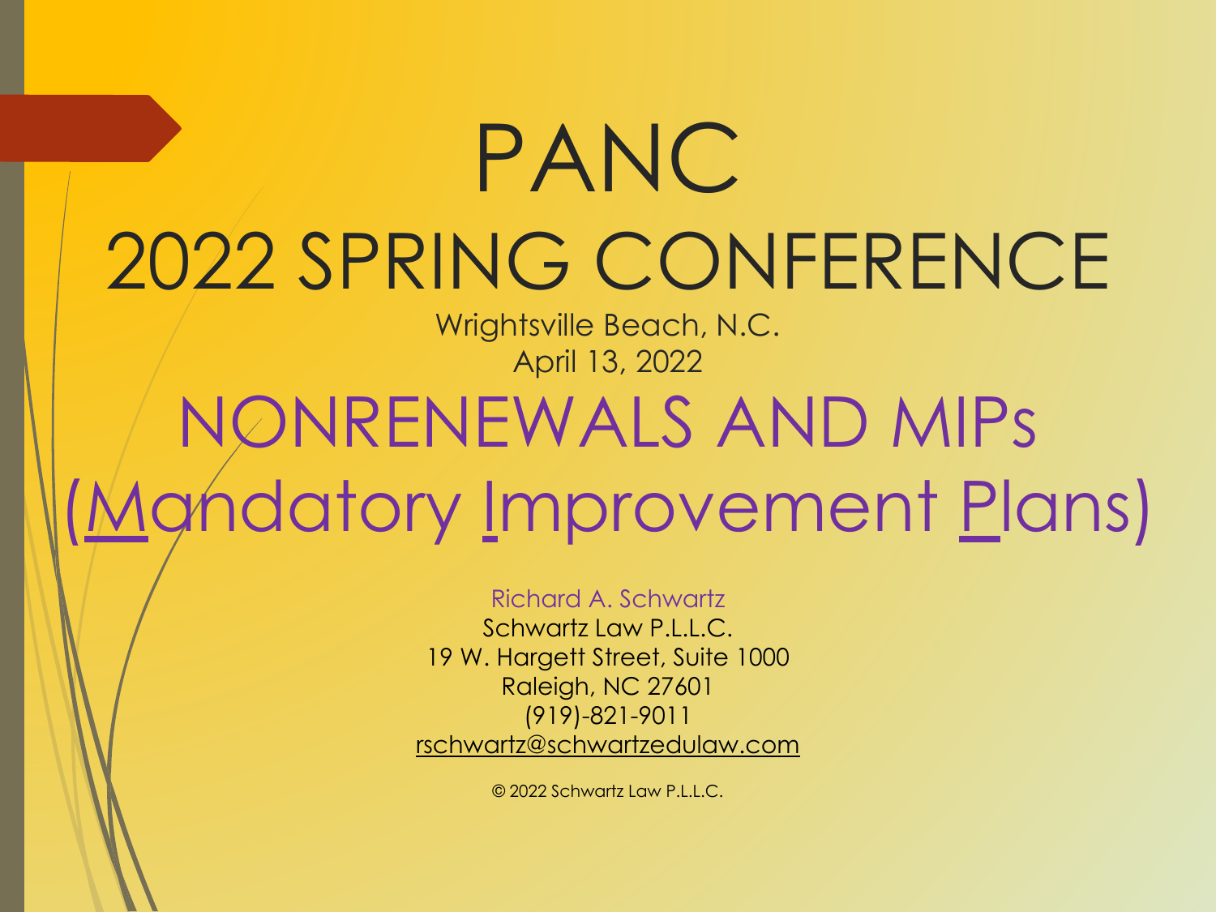# PANC

# 2022 SPRING CONFERENCE

Wrightsville Beach, N.C.

April 13, 2022

## NONRENEWALS AND MIPs (Mandatory Improvement Plans)

Richard A. Schwartz

Schwartz Law P.L.L.C.

19 W. Hargett Street, Suite 1000

Raleigh, NC 27601

(919)-821-9011

rschwartz@schwartzedulaw.com

© 2022 Schwartz Law P.L.L.C.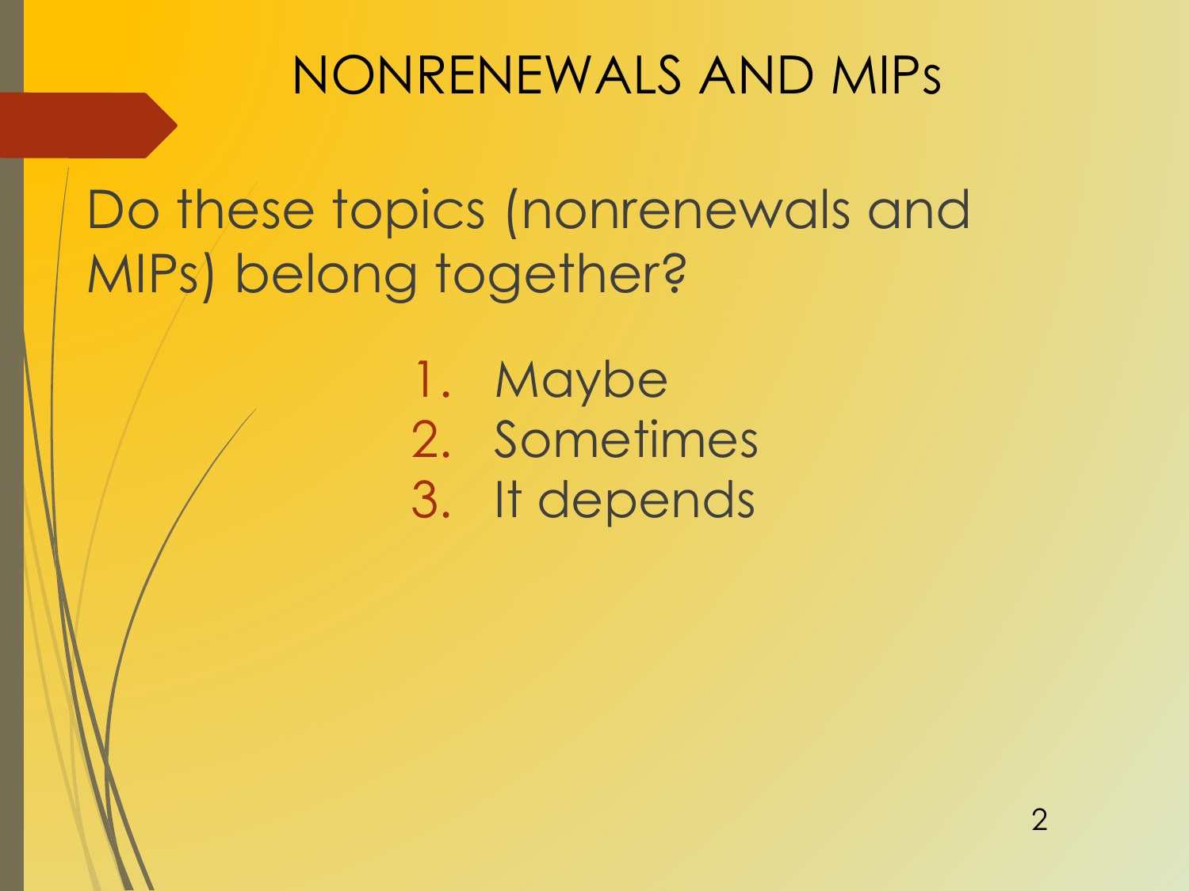# NONRENEWALS AND MIPs

Do these topics (nonrenewals and MIPs) belong together?

1. Maybe
2. Sometimes
3. It depends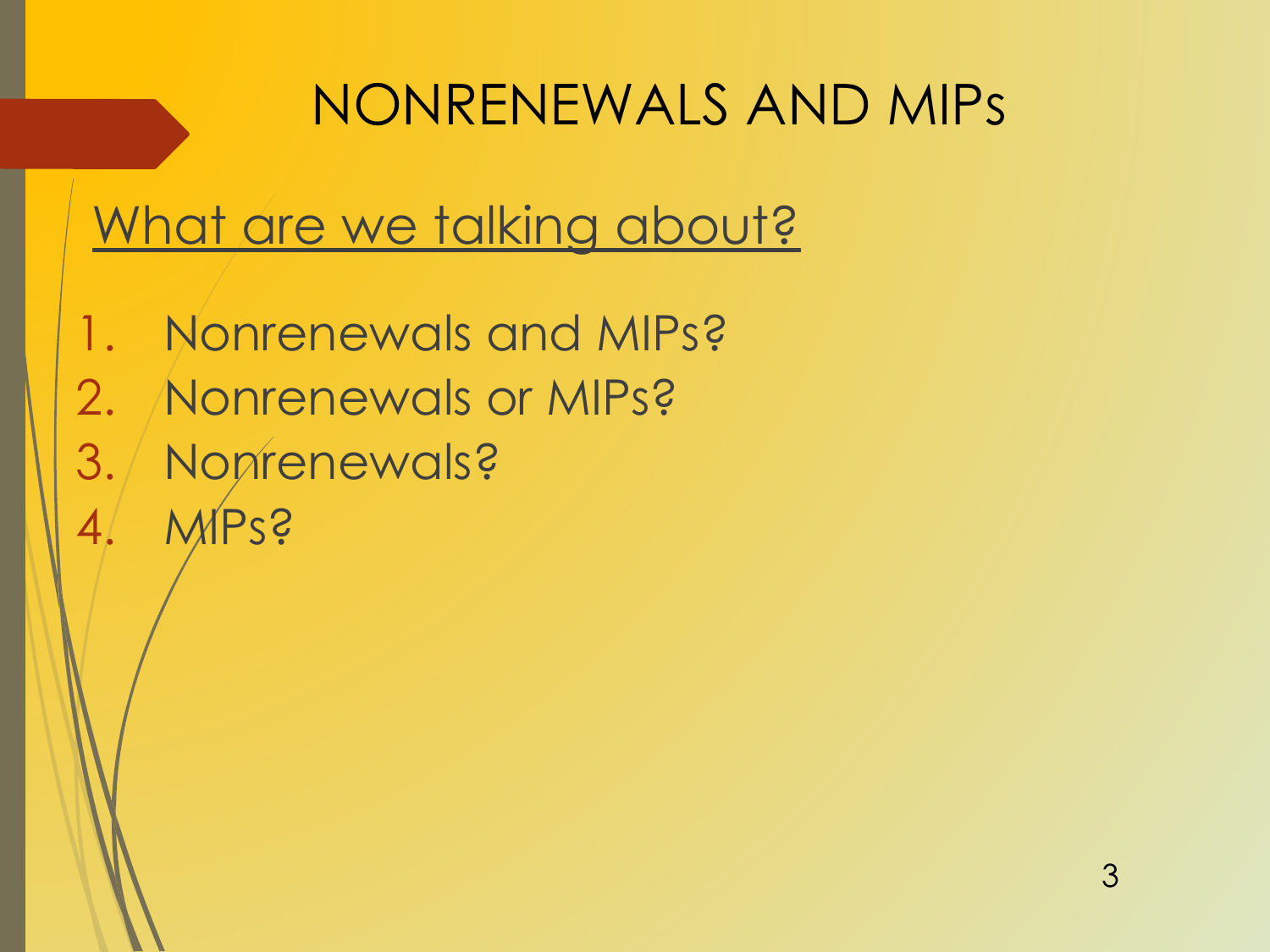# NONRENEWALS AND MIPs

## What are we talking about?

1. Nonrenewals and MIPs?
2. Nonrenewals or MIPs?
3. Nonrenewals?
4. MIPs?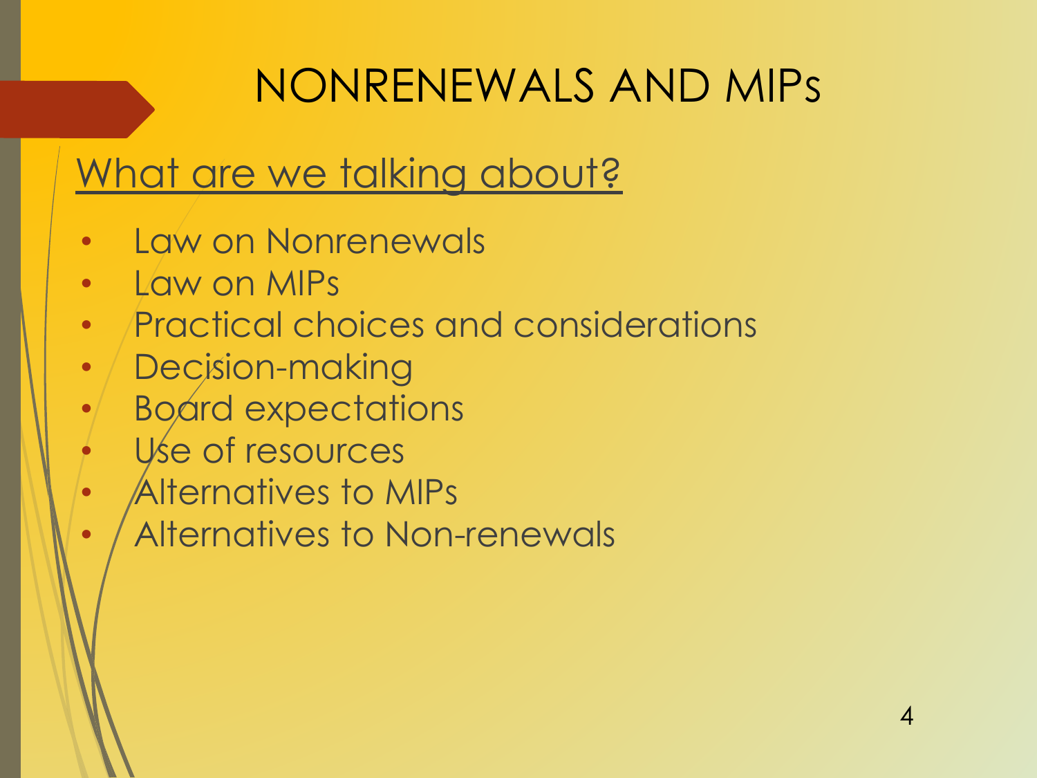# NONRENEWALS AND MIPs

## What are we talking about?

- Law on Nonrenewals
- Law on MIPs
- Practical choices and considerations
- Decision-making
- Board expectations
- Use of resources
- Alternatives to MIPs
- Alternatives to Non-renewals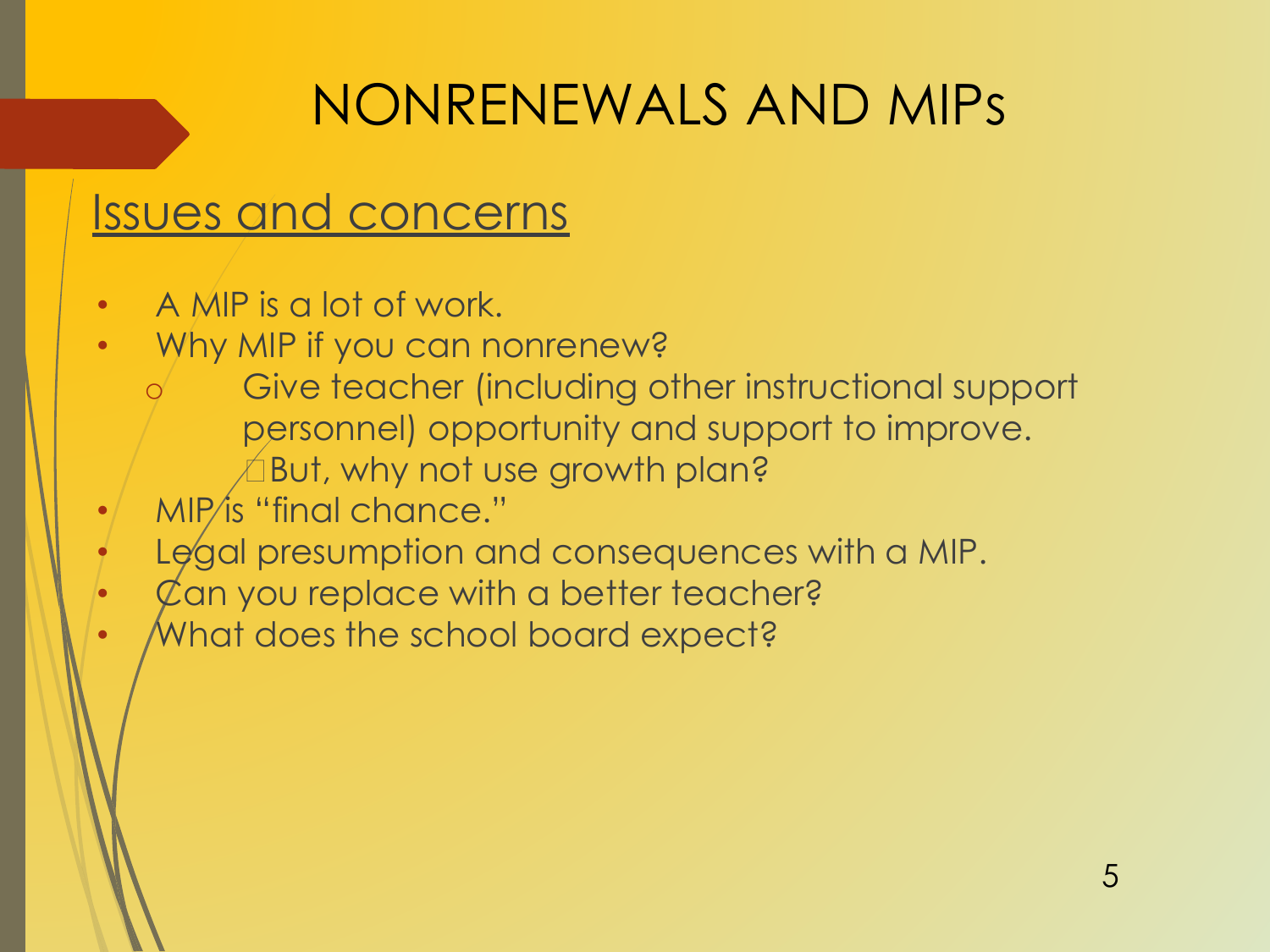# NONRENEWALS AND MIPs

## Issues and concerns

- A MIP is a lot of work.
- Why MIP if you can nonrenew?
  - Give teacher (including other instructional support personnel) opportunity and support to improve.
    - But, why not use growth plan?
- MIP is "final chance."
- Legal presumption and consequences with a MIP.
- Can you replace with a better teacher?
- What does the school board expect?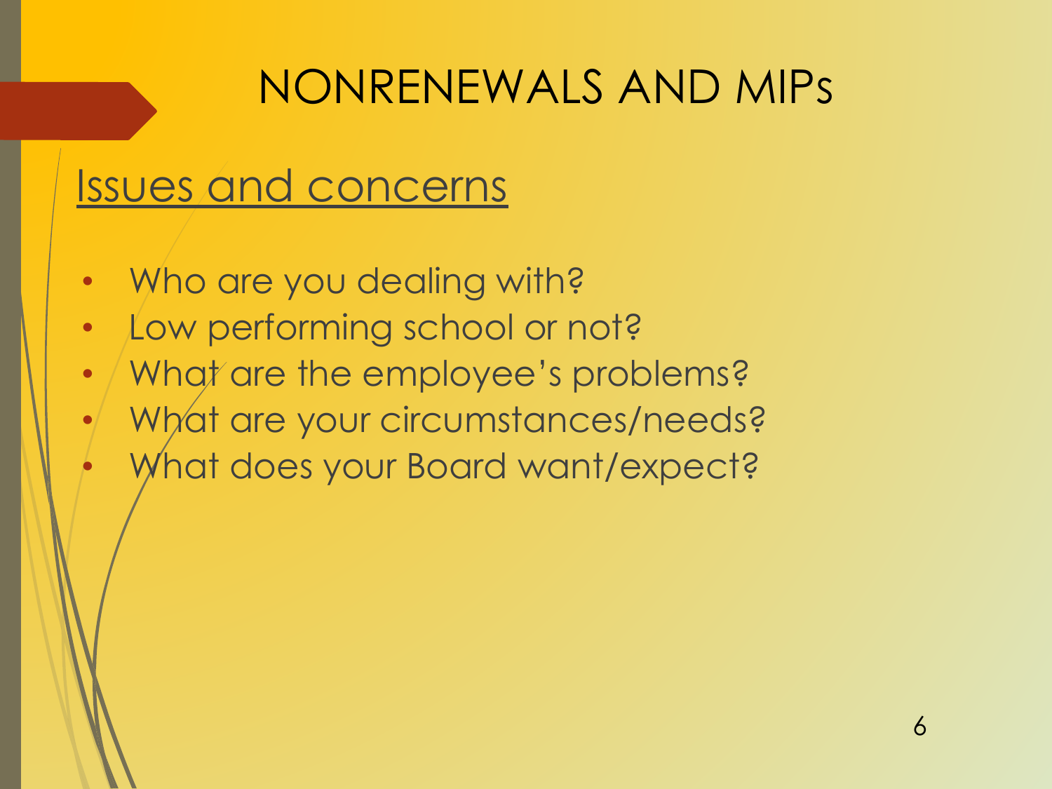# NONRENEWALS AND MIPs

## Issues and concerns

- Who are you dealing with?
- Low performing school or not?
- What are the employee's problems?
- What are your circumstances/needs?
- What does your Board want/expect?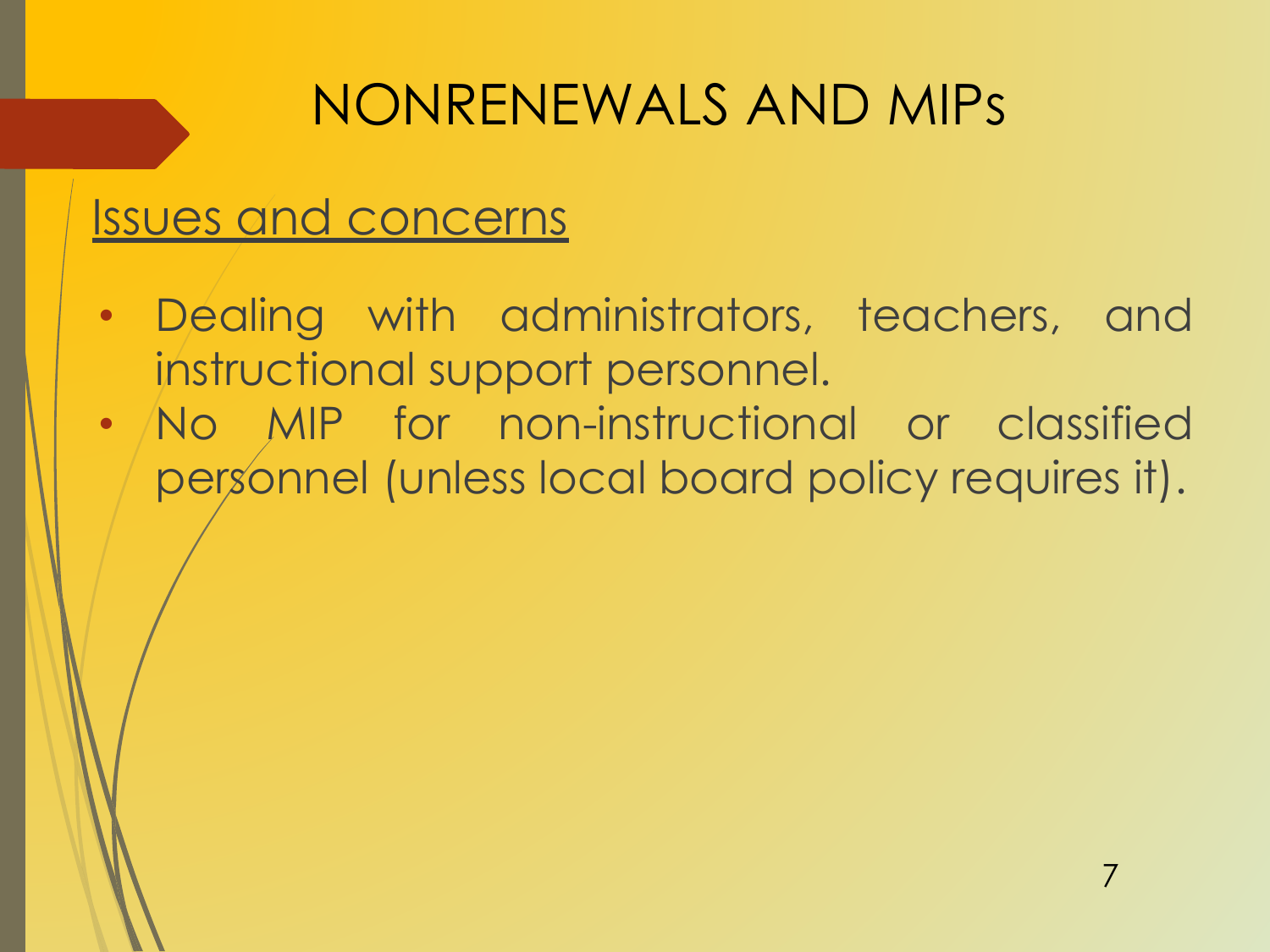# NONRENEWALS AND MIPs

## Issues and concerns

- Dealing with administrators, teachers, and instructional support personnel.
- No MIP for non-instructional or classified personnel (unless local board policy requires it).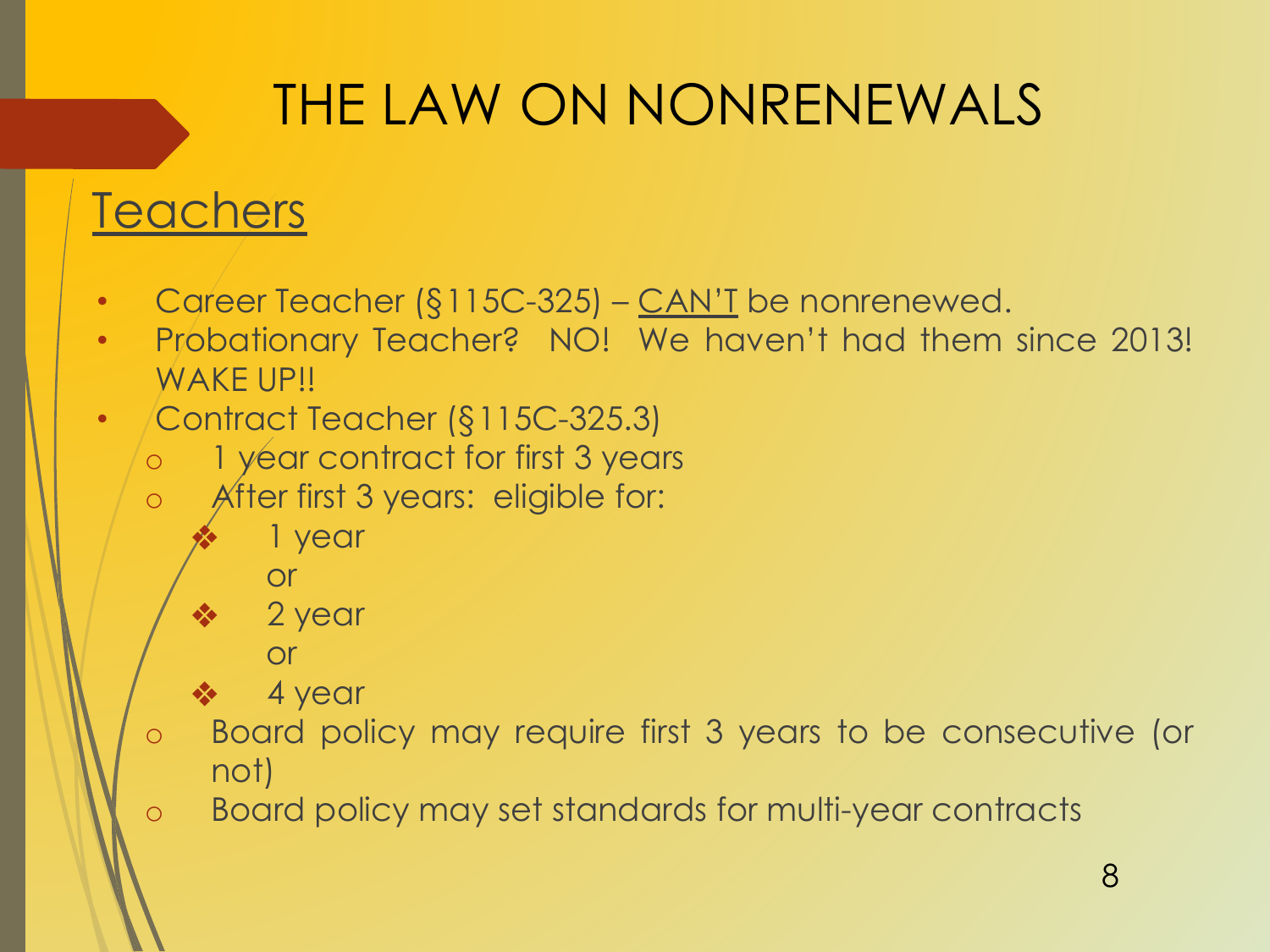# THE LAW ON NONRENEWALS

## Teachers

- Career Teacher (§115C-325) – CAN'T be nonrenewed.
- Probationary Teacher? NO! We haven't had them since 2013! WAKE UP!!
- Contract Teacher (§115C-325.3)
  - 1 year contract for first 3 years
  - After first 3 years: eligible for:
    - 1 year
      
      or
    - 2 year
      
      or
    - 4 year
  - Board policy may require first 3 years to be consecutive (or not)
  - Board policy may set standards for multi-year contracts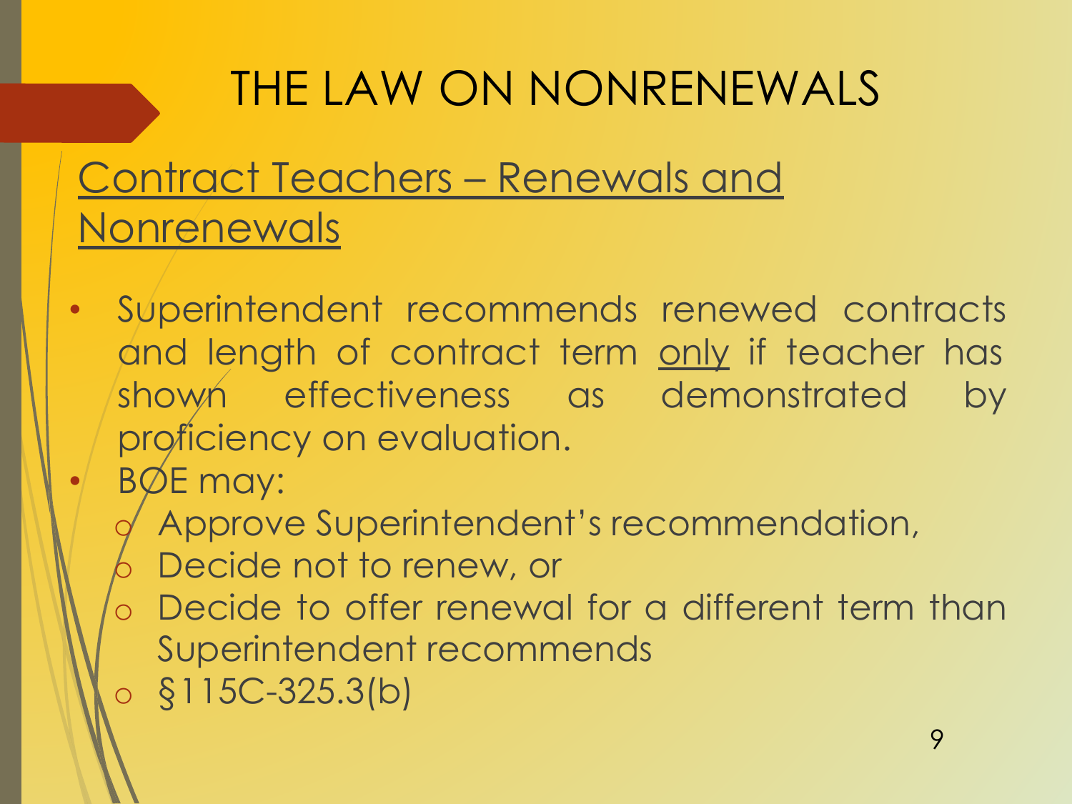# THE LAW ON NONRENEWALS

## Contract Teachers – Renewals and Nonrenewals

- Superintendent recommends renewed contracts and length of contract term only if teacher has shown effectiveness as demonstrated by proficiency on evaluation.
- BOE may:
  - Approve Superintendent's recommendation,
  - Decide not to renew, or
  - Decide to offer renewal for a different term than Superintendent recommends
  - §115C-325.3(b)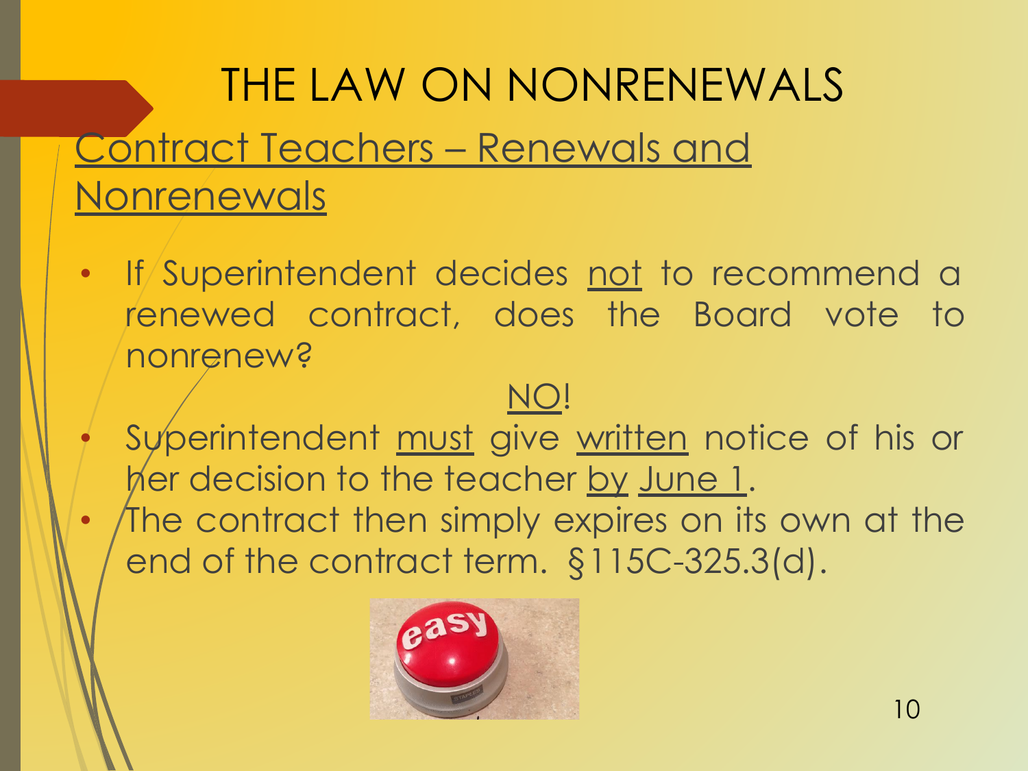# THE LAW ON NONRENEWALS

## Contract Teachers – Renewals and Nonrenewals

- If Superintendent decides not to recommend a renewed contract, does the Board vote to nonrenew?

NO!

- Superintendent must give written notice of his or her decision to the teacher by June 1.
- The contract then simply expires on its own at the end of the contract term. §115C-325.3(d).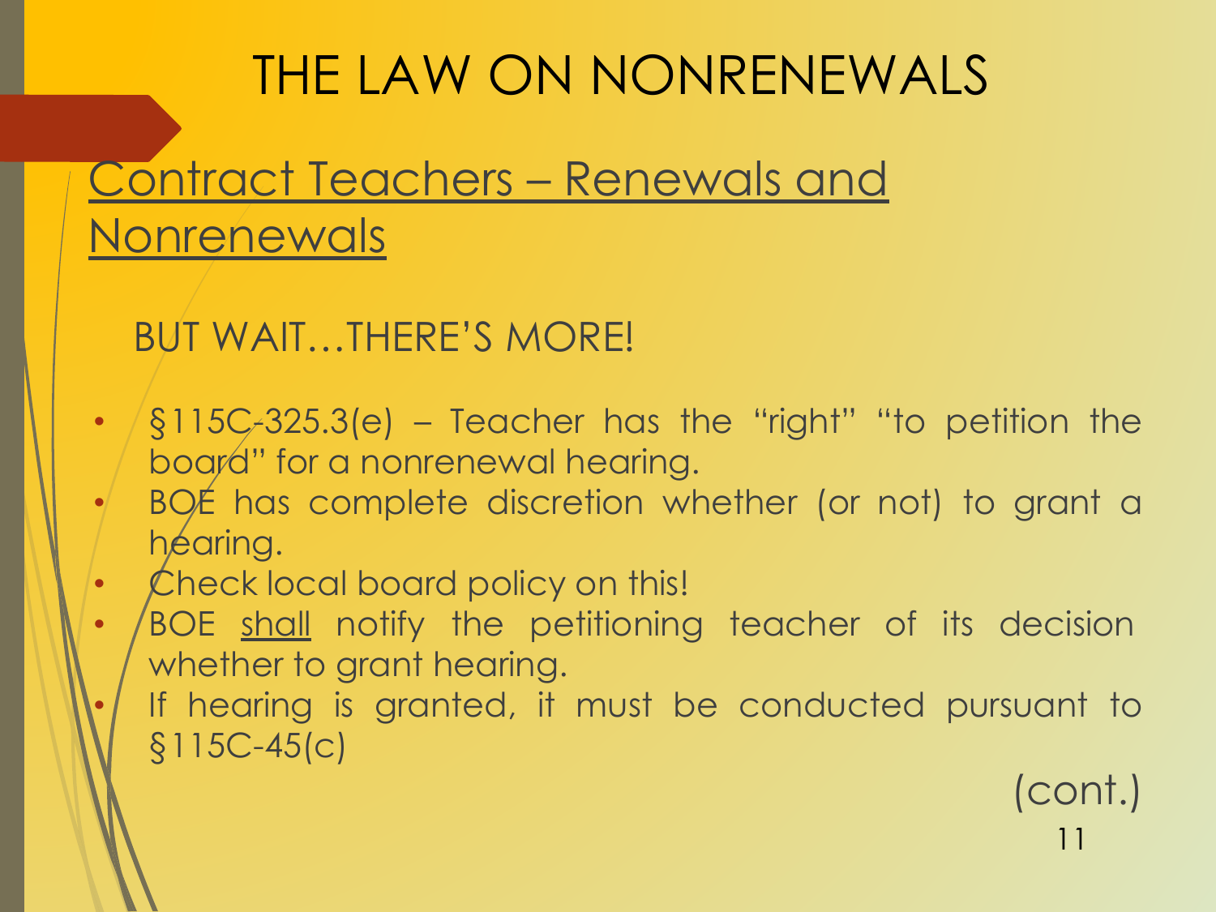# THE LAW ON NONRENEWALS

## Contract Teachers – Renewals and Nonrenewals

BUT WAIT…THERE'S MORE!

- §115C-325.3(e) – Teacher has the "right" "to petition the board" for a nonrenewal hearing.
- BOE has complete discretion whether (or not) to grant a hearing.
- Check local board policy on this!
- BOE shall notify the petitioning teacher of its decision whether to grant hearing.
- If hearing is granted, it must be conducted pursuant to §115C-45(c)

(cont.)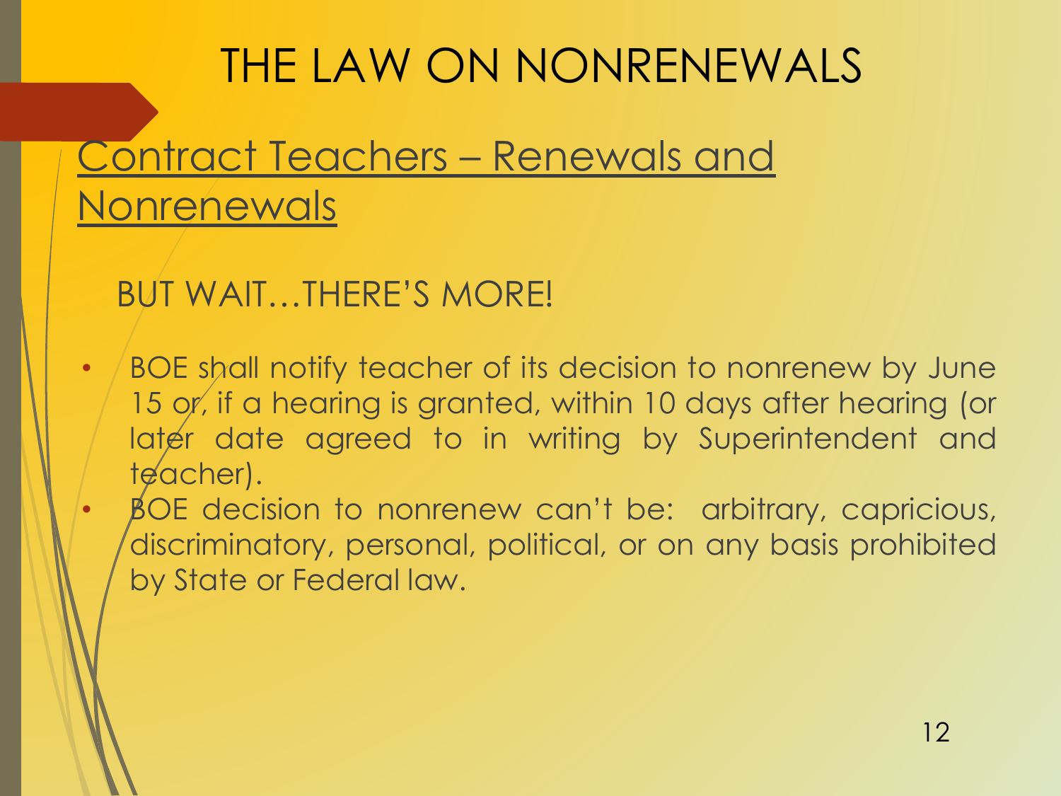# THE LAW ON NONRENEWALS

## Contract Teachers – Renewals and Nonrenewals

BUT WAIT…THERE'S MORE!

- BOE shall notify teacher of its decision to nonrenew by June 15 or, if a hearing is granted, within 10 days after hearing (or later date agreed to in writing by Superintendent and teacher).
- BOE decision to nonrenew can't be: arbitrary, capricious, discriminatory, personal, political, or on any basis prohibited by State or Federal law.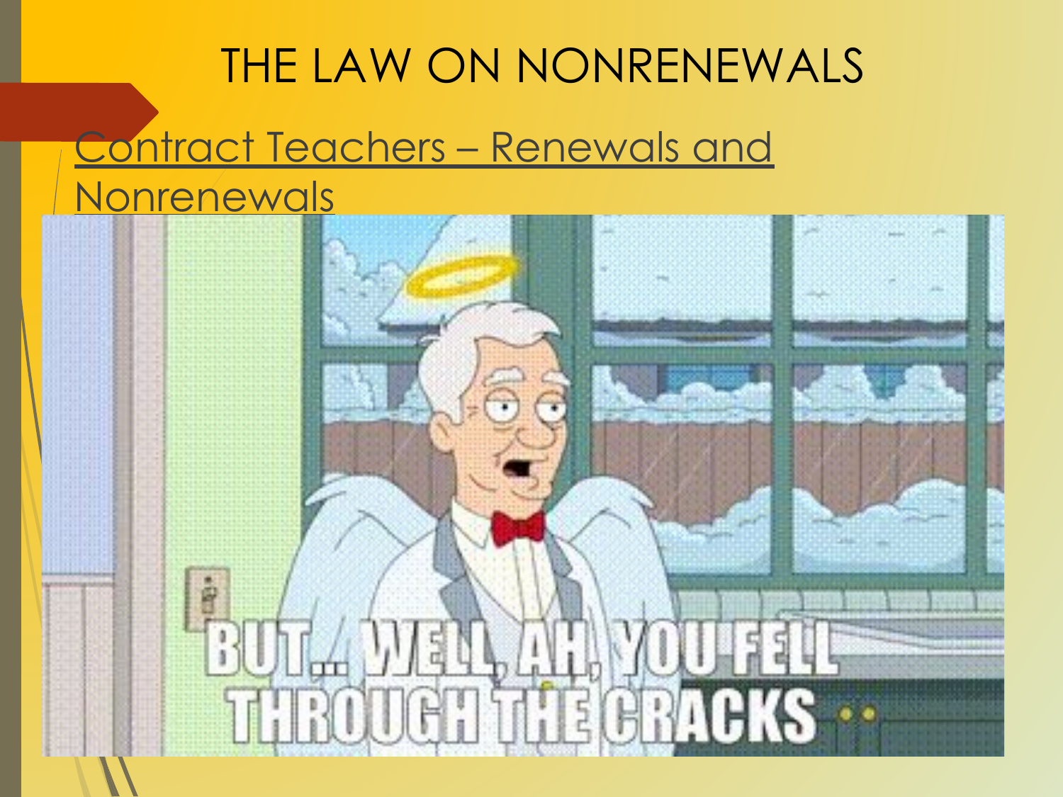# THE LAW ON NONRENEWALS

## Contract Teachers – Renewals and Nonrenewals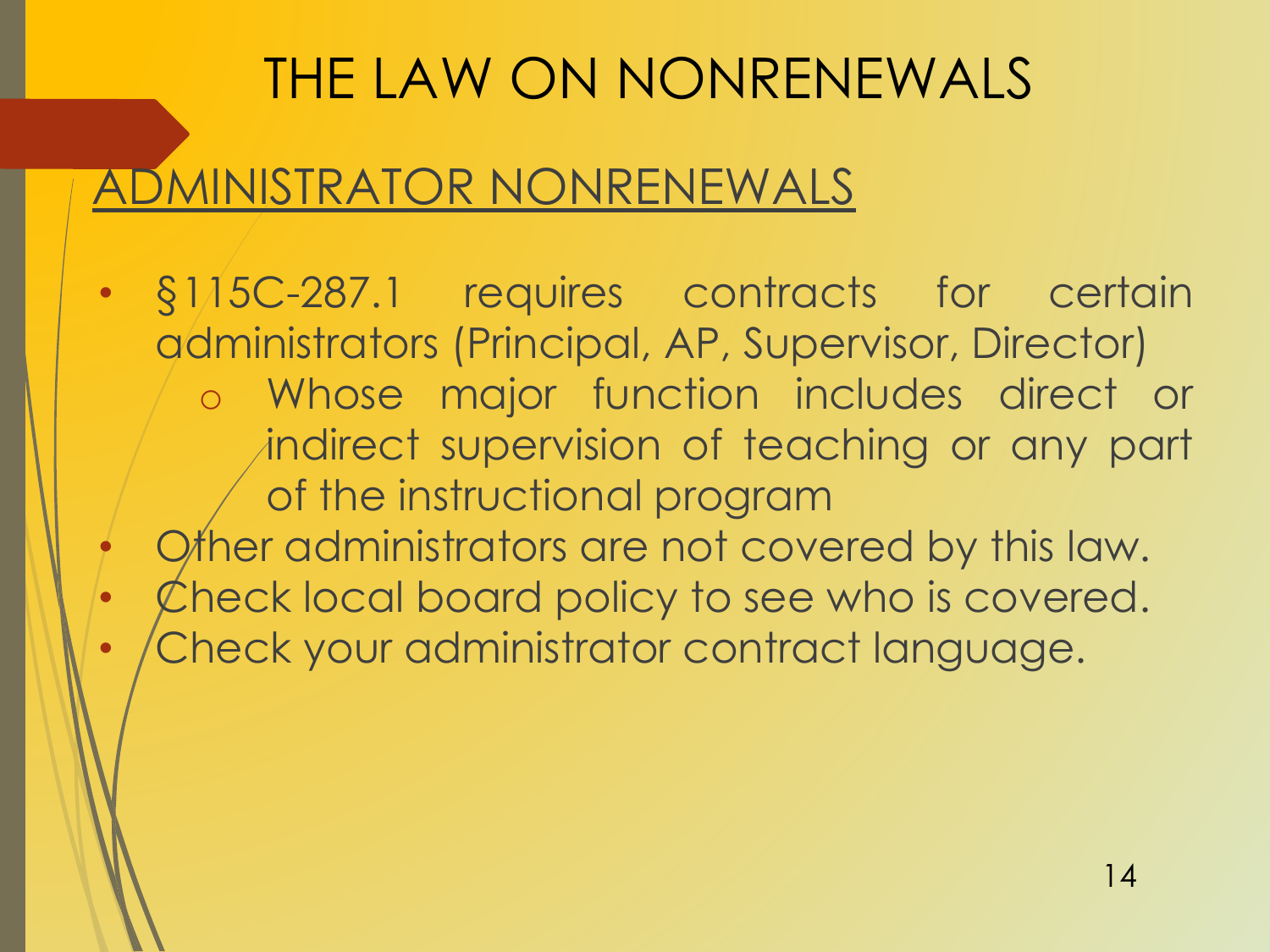# THE LAW ON NONRENEWALS

## ADMINISTRATOR NONRENEWALS

- §115C-287.1 requires contracts for certain administrators (Principal, AP, Supervisor, Director)
  - Whose major function includes direct or indirect supervision of teaching or any part of the instructional program
- Other administrators are not covered by this law.
- Check local board policy to see who is covered.
- Check your administrator contract language.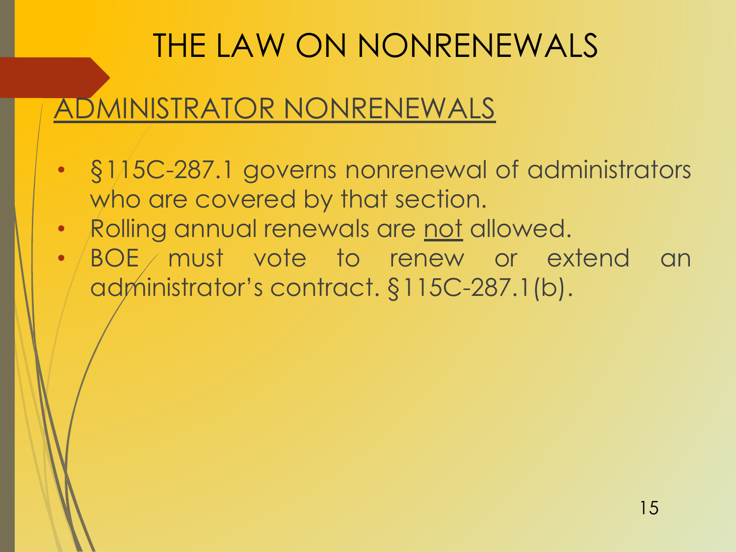# THE LAW ON NONRENEWALS

## ADMINISTRATOR NONRENEWALS

- §115C-287.1 governs nonrenewal of administrators who are covered by that section.
- Rolling annual renewals are not allowed.
- BOE must vote to renew or extend an administrator's contract. §115C-287.1(b).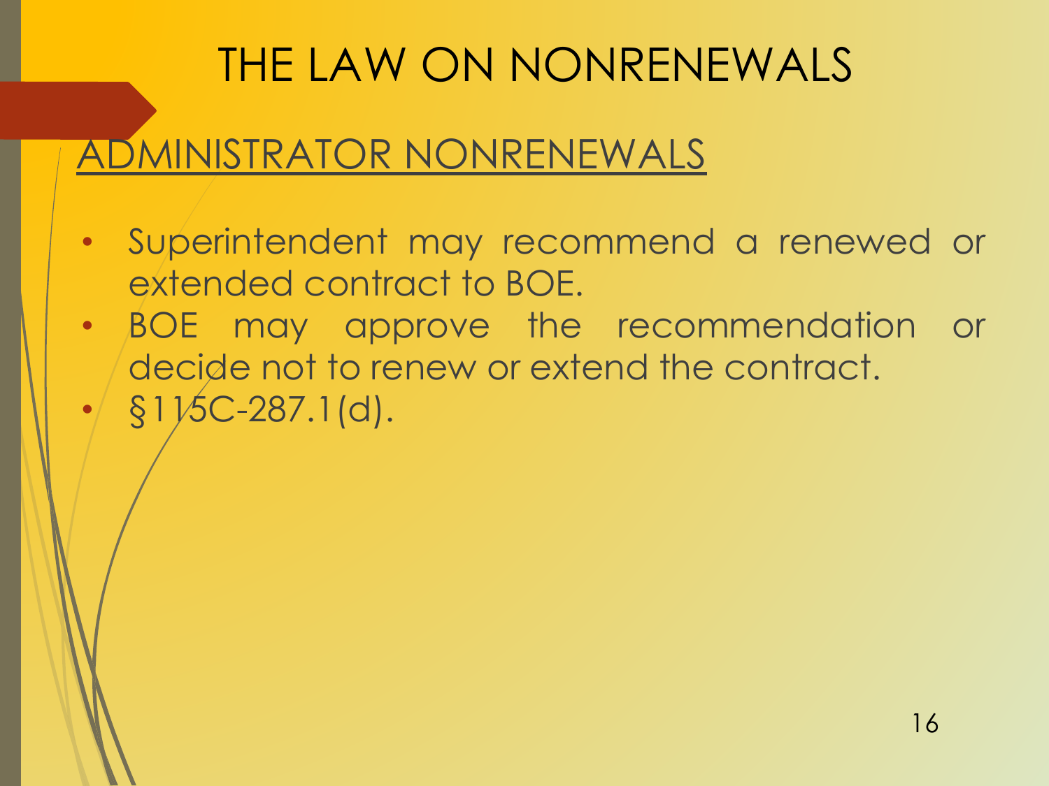# THE LAW ON NONRENEWALS

## ADMINISTRATOR NONRENEWALS

- Superintendent may recommend a renewed or extended contract to BOE.
- BOE may approve the recommendation or decide not to renew or extend the contract.
- §115C-287.1(d).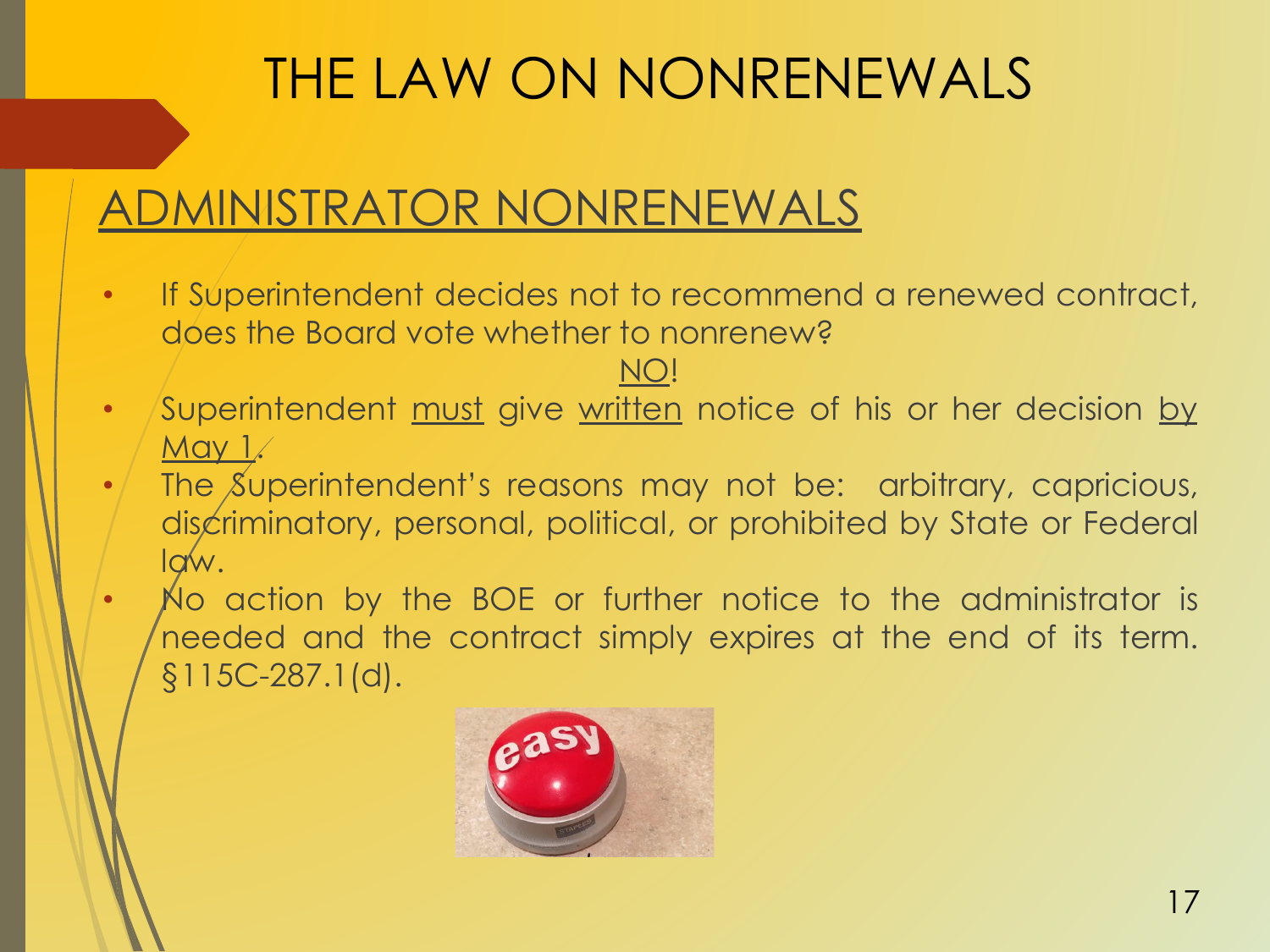# THE LAW ON NONRENEWALS

## ADMINISTRATOR NONRENEWALS

- If Superintendent decides not to recommend a renewed contract, does the Board vote whether to nonrenew?

  NO!

- Superintendent must give written notice of his or her decision by May 1.
- The Superintendent's reasons may not be: arbitrary, capricious, discriminatory, personal, political, or prohibited by State or Federal law.
- No action by the BOE or further notice to the administrator is needed and the contract simply expires at the end of its term. §115C-287.1(d).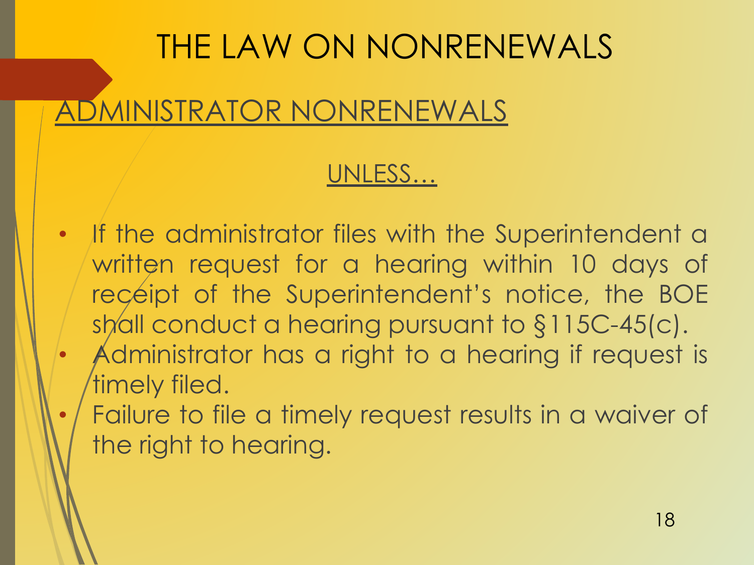# THE LAW ON NONRENEWALS

## ADMINISTRATOR NONRENEWALS

### UNLESS…

- If the administrator files with the Superintendent a written request for a hearing within 10 days of receipt of the Superintendent's notice, the BOE shall conduct a hearing pursuant to §115C-45(c).
- Administrator has a right to a hearing if request is timely filed.
- Failure to file a timely request results in a waiver of the right to hearing.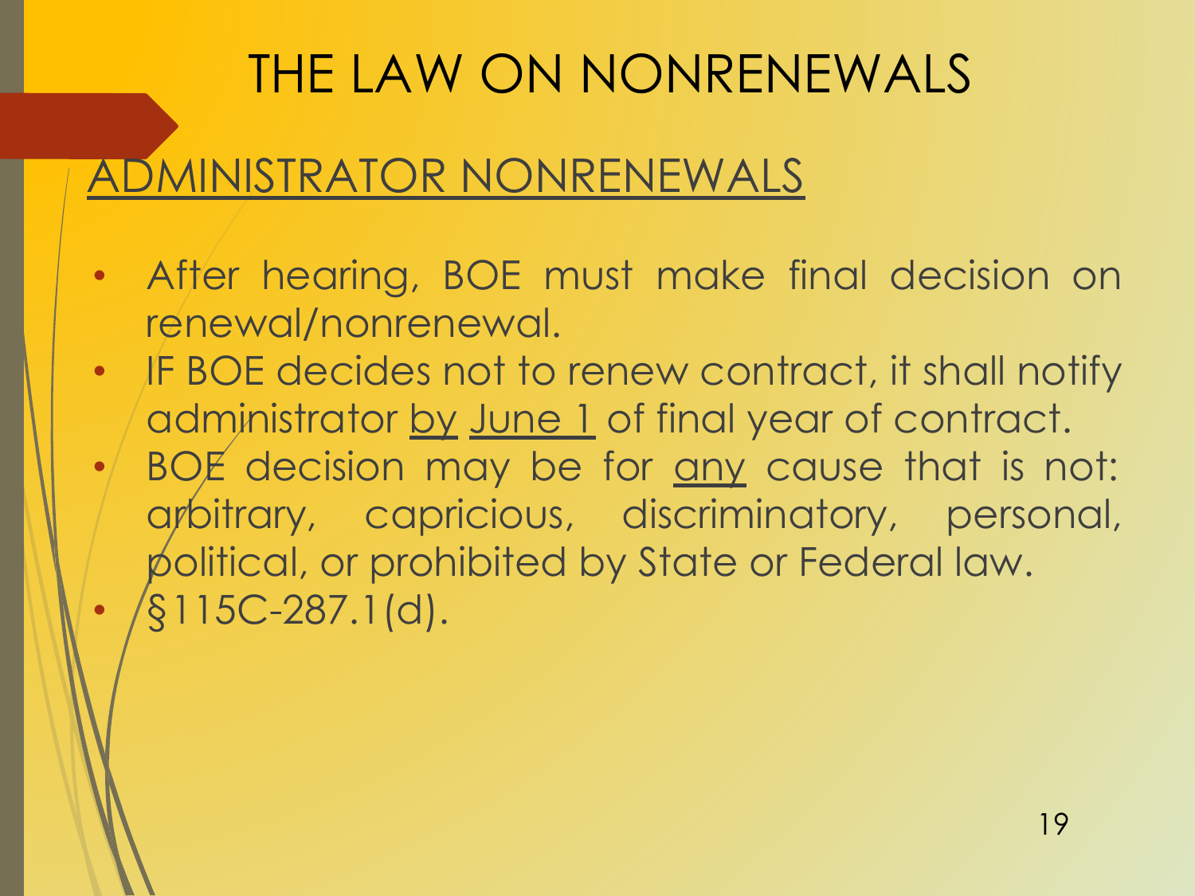# THE LAW ON NONRENEWALS

## <u>ADMINISTRATOR NONRENEWALS</u>

- After hearing, BOE must make final decision on renewal/nonrenewal.
- IF BOE decides not to renew contract, it shall notify administrator <u>by</u> <u>June 1</u> of final year of contract.
- BOE decision may be for <u>any</u> cause that is not: arbitrary, capricious, discriminatory, personal, political, or prohibited by State or Federal law.
- §115C-287.1(d).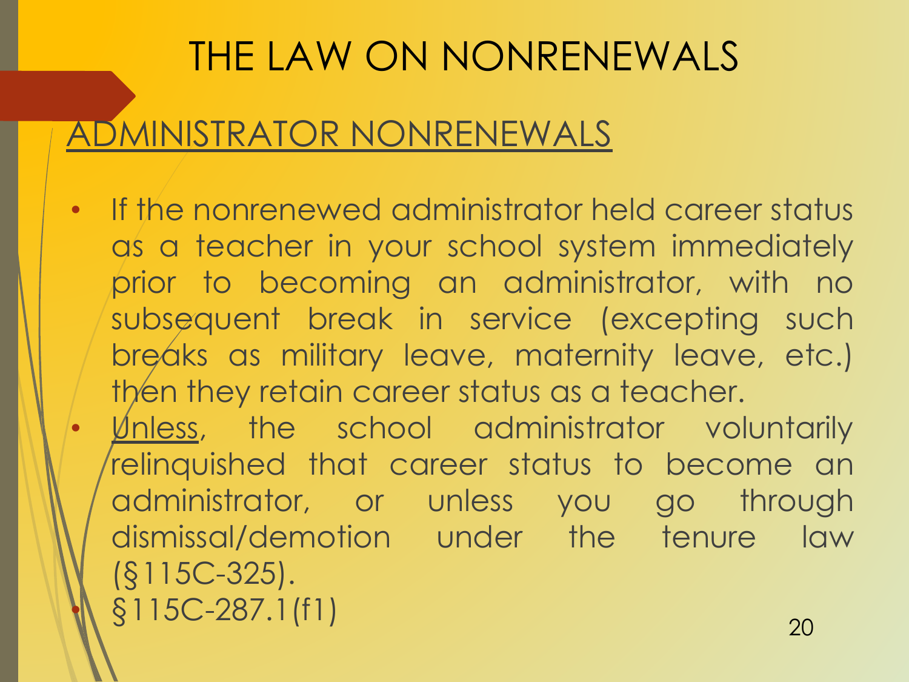# THE LAW ON NONRENEWALS

## ADMINISTRATOR NONRENEWALS

- If the nonrenewed administrator held career status as a teacher in your school system immediately prior to becoming an administrator, with no subsequent break in service (excepting such breaks as military leave, maternity leave, etc.) then they retain career status as a teacher.
- Unless, the school administrator voluntarily relinquished that career status to become an administrator, or unless you go through dismissal/demotion under the tenure law (§115C-325).
- §115C-287.1(f1)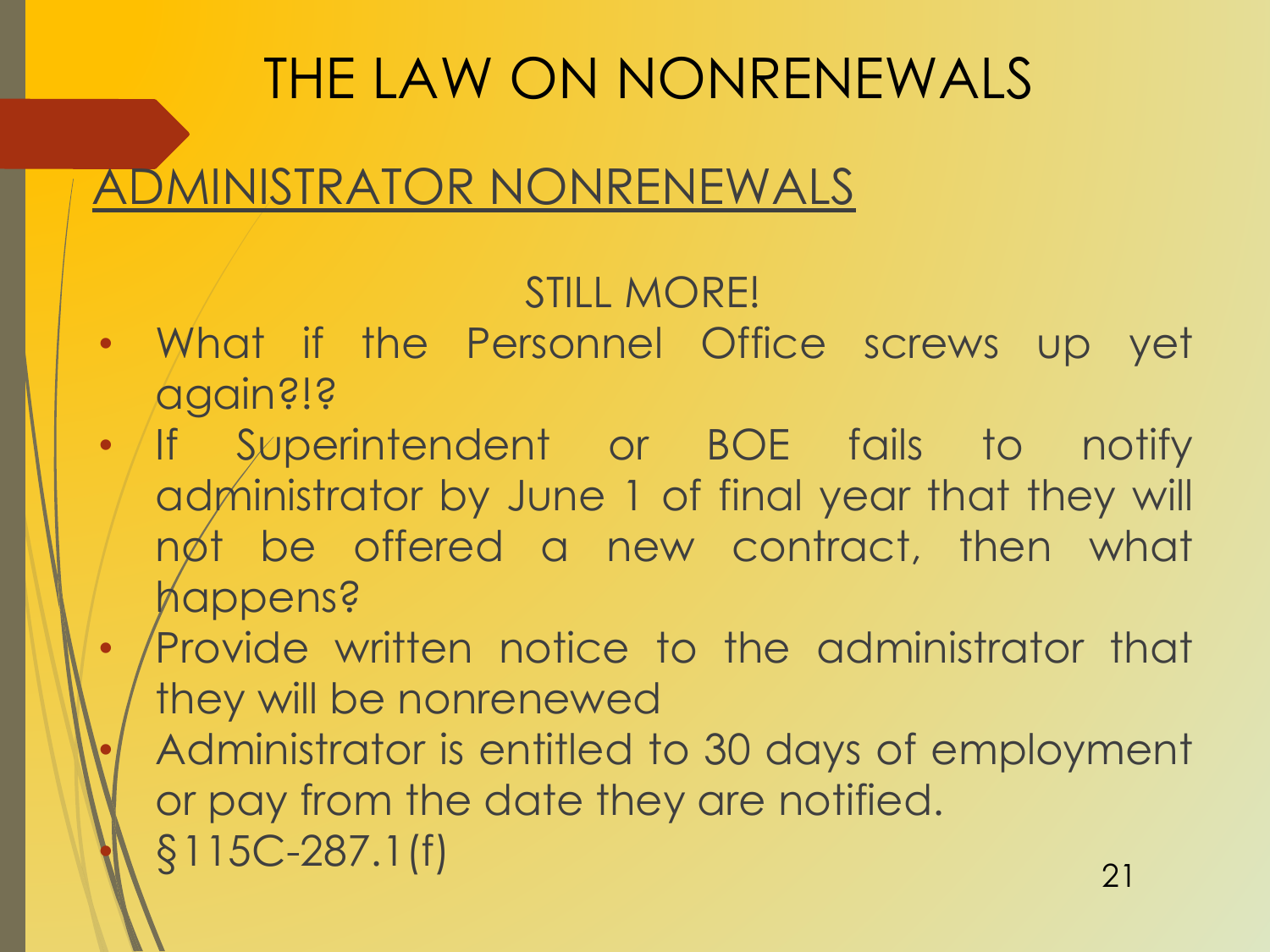# THE LAW ON NONRENEWALS

## ADMINISTRATOR NONRENEWALS

STILL MORE!

- What if the Personnel Office screws up yet again?!?
- If Superintendent or BOE fails to notify administrator by June 1 of final year that they will not be offered a new contract, then what happens?
- Provide written notice to the administrator that they will be nonrenewed
- Administrator is entitled to 30 days of employment or pay from the date they are notified.
- §115C-287.1(f)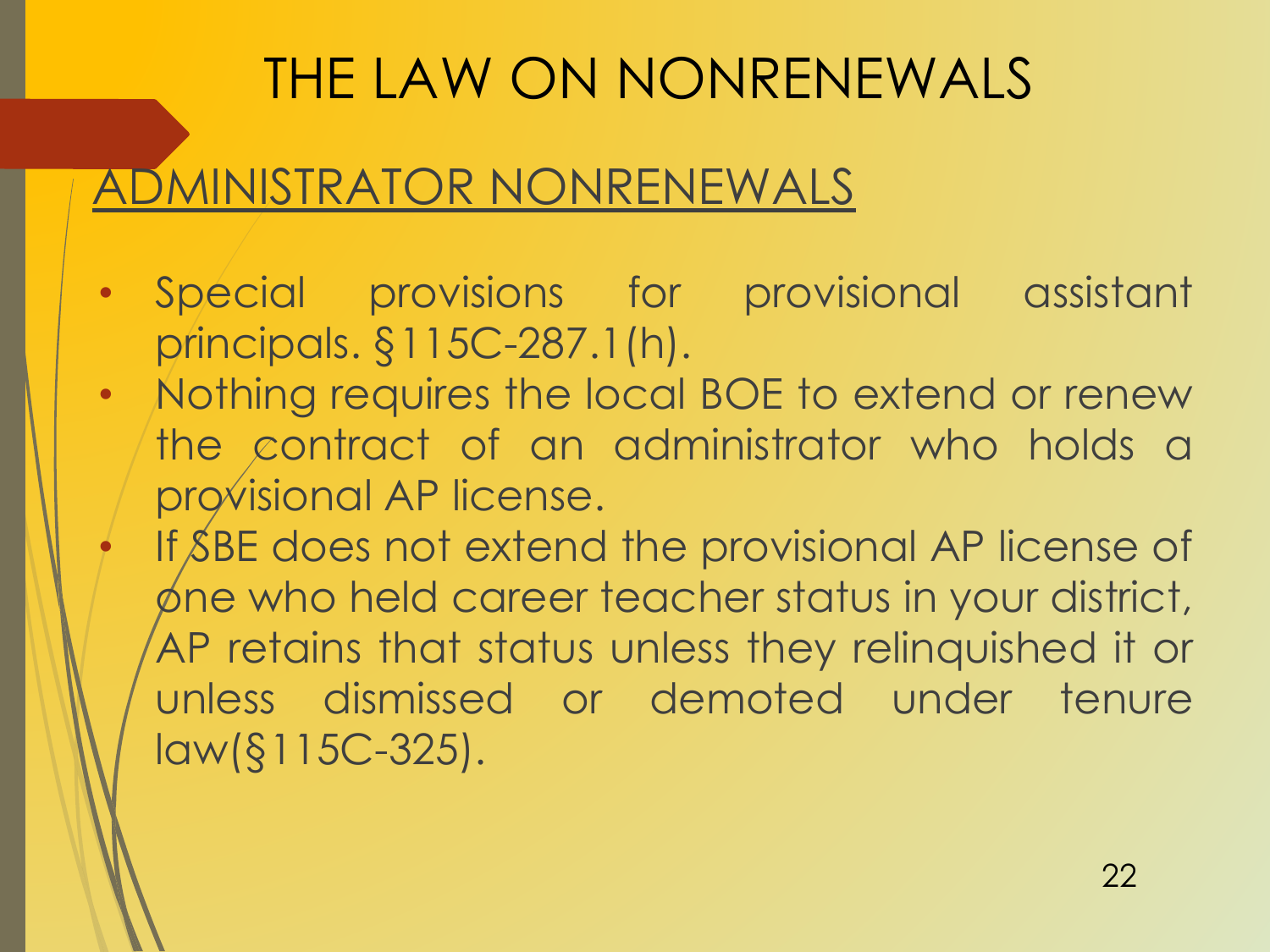# THE LAW ON NONRENEWALS

## ADMINISTRATOR NONRENEWALS

- Special provisions for provisional assistant principals. §115C-287.1(h).
- Nothing requires the local BOE to extend or renew the contract of an administrator who holds a provisional AP license.
- If SBE does not extend the provisional AP license of one who held career teacher status in your district, AP retains that status unless they relinquished it or unless dismissed or demoted under tenure law(§115C-325).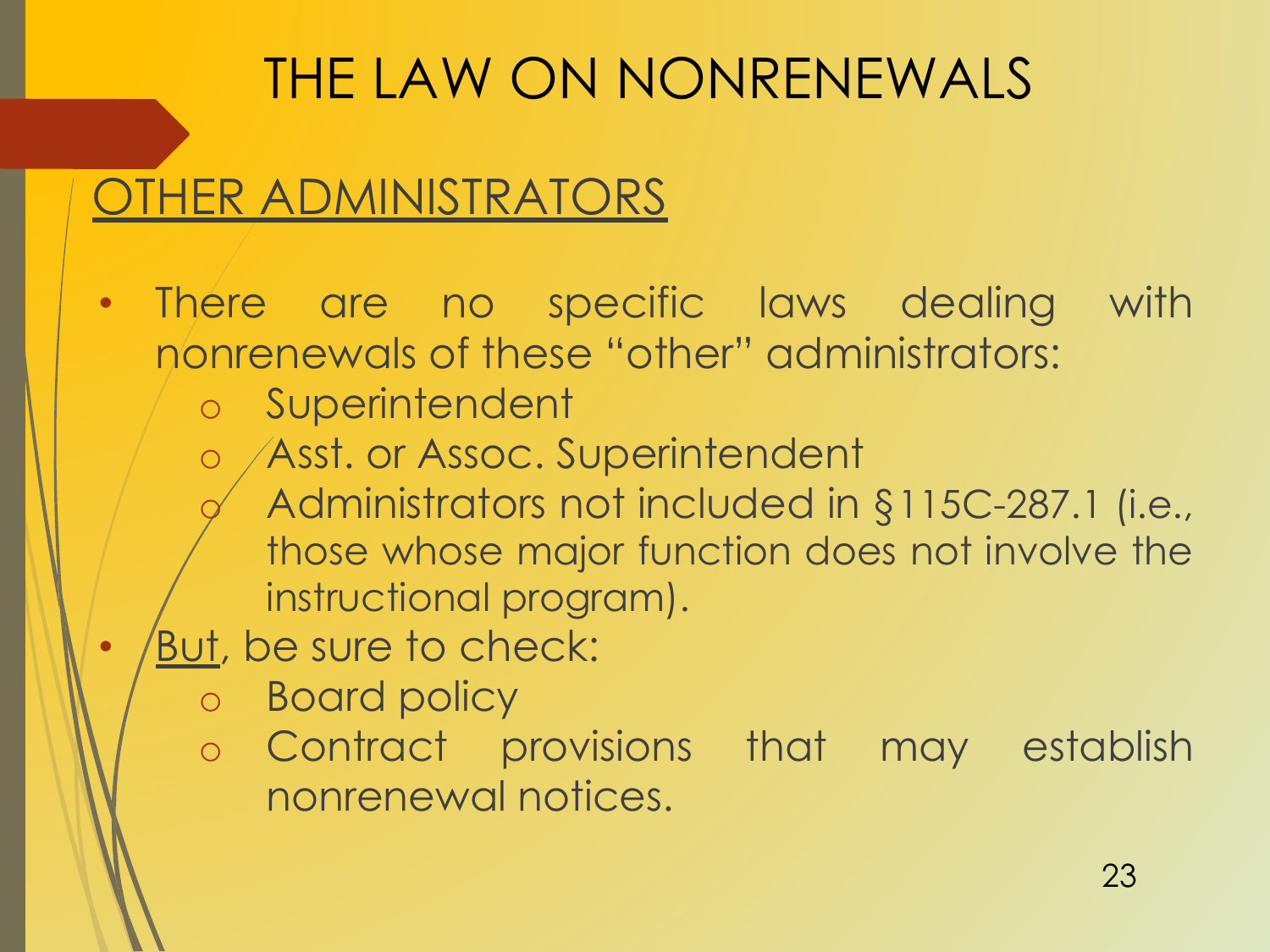# THE LAW ON NONRENEWALS

## <u>OTHER ADMINISTRATORS</u>

- There are no specific laws dealing with nonrenewals of these "other" administrators:
  - Superintendent
  - Asst. or Assoc. Superintendent
  - Administrators not included in §115C-287.1 (i.e., those whose major function does not involve the instructional program).
- <u>But</u>, be sure to check:
  - Board policy
  - Contract provisions that may establish nonrenewal notices.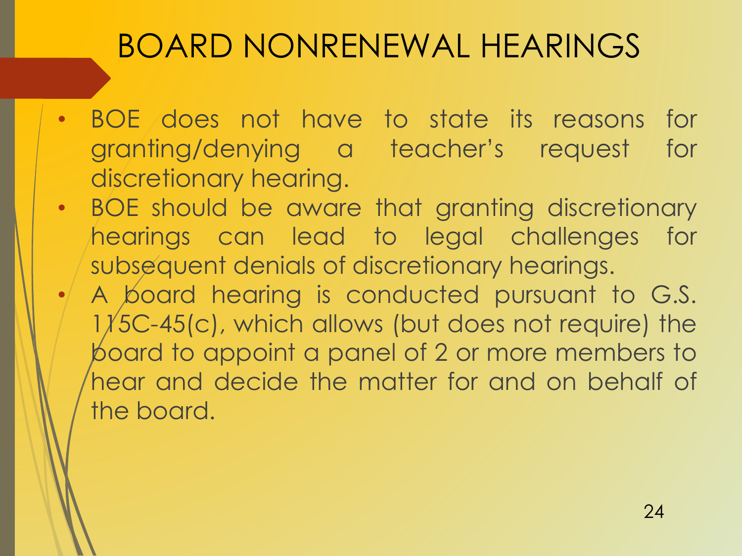# BOARD NONRENEWAL HEARINGS

- BOE does not have to state its reasons for granting/denying a teacher's request for discretionary hearing.
- BOE should be aware that granting discretionary hearings can lead to legal challenges for subsequent denials of discretionary hearings.
- A board hearing is conducted pursuant to G.S. 115C-45(c), which allows (but does not require) the board to appoint a panel of 2 or more members to hear and decide the matter for and on behalf of the board.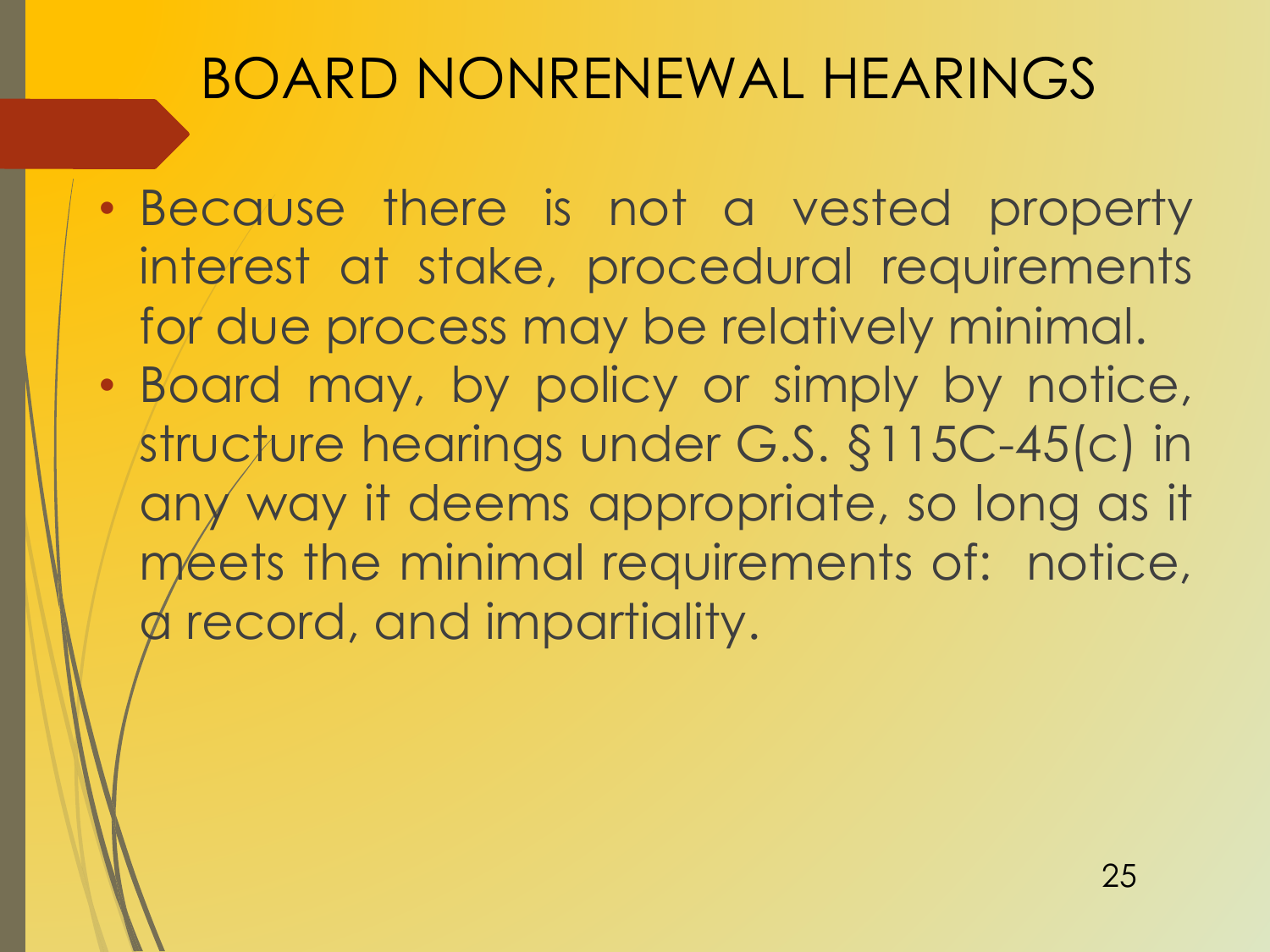# BOARD NONRENEWAL HEARINGS

- Because there is not a vested property interest at stake, procedural requirements for due process may be relatively minimal.
- Board may, by policy or simply by notice, structure hearings under G.S. §115C-45(c) in any way it deems appropriate, so long as it meets the minimal requirements of: notice, a record, and impartiality.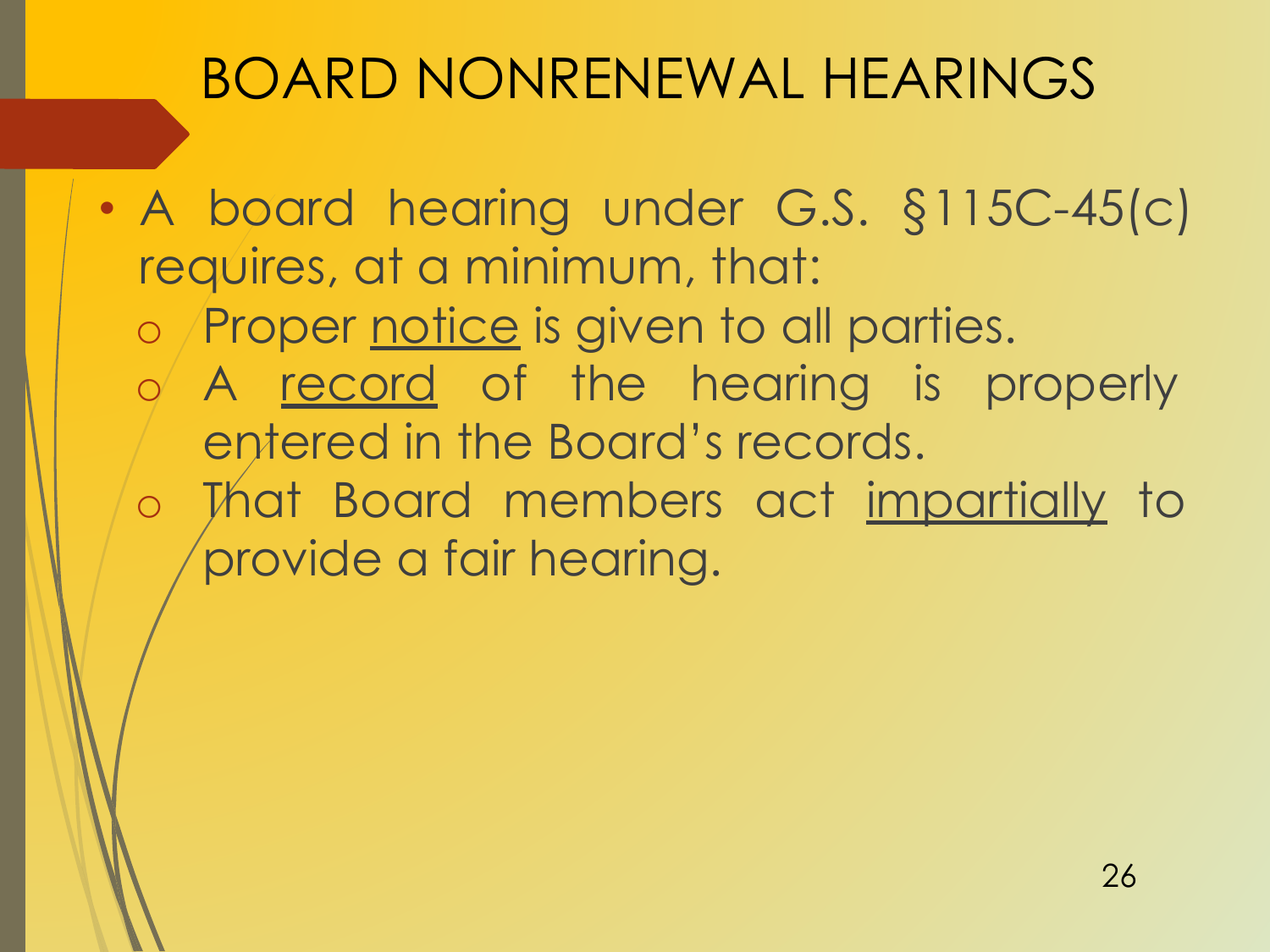# BOARD NONRENEWAL HEARINGS

- A board hearing under G.S. §115C-45(c) requires, at a minimum, that:
  - Proper <u>notice</u> is given to all parties.
  - A <u>record</u> of the hearing is properly entered in the Board's records.
  - That Board members act <u>impartially</u> to provide a fair hearing.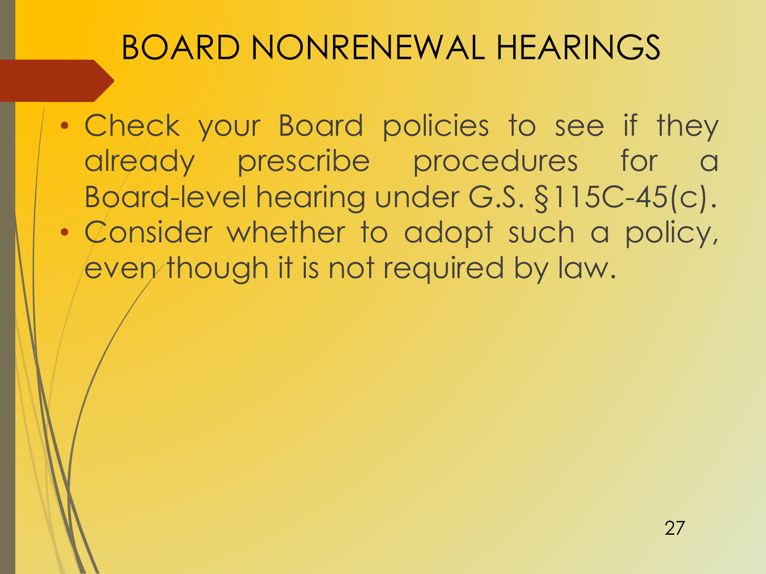# BOARD NONRENEWAL HEARINGS

- Check your Board policies to see if they already prescribe procedures for a Board-level hearing under G.S. §115C-45(c).
- Consider whether to adopt such a policy, even though it is not required by law.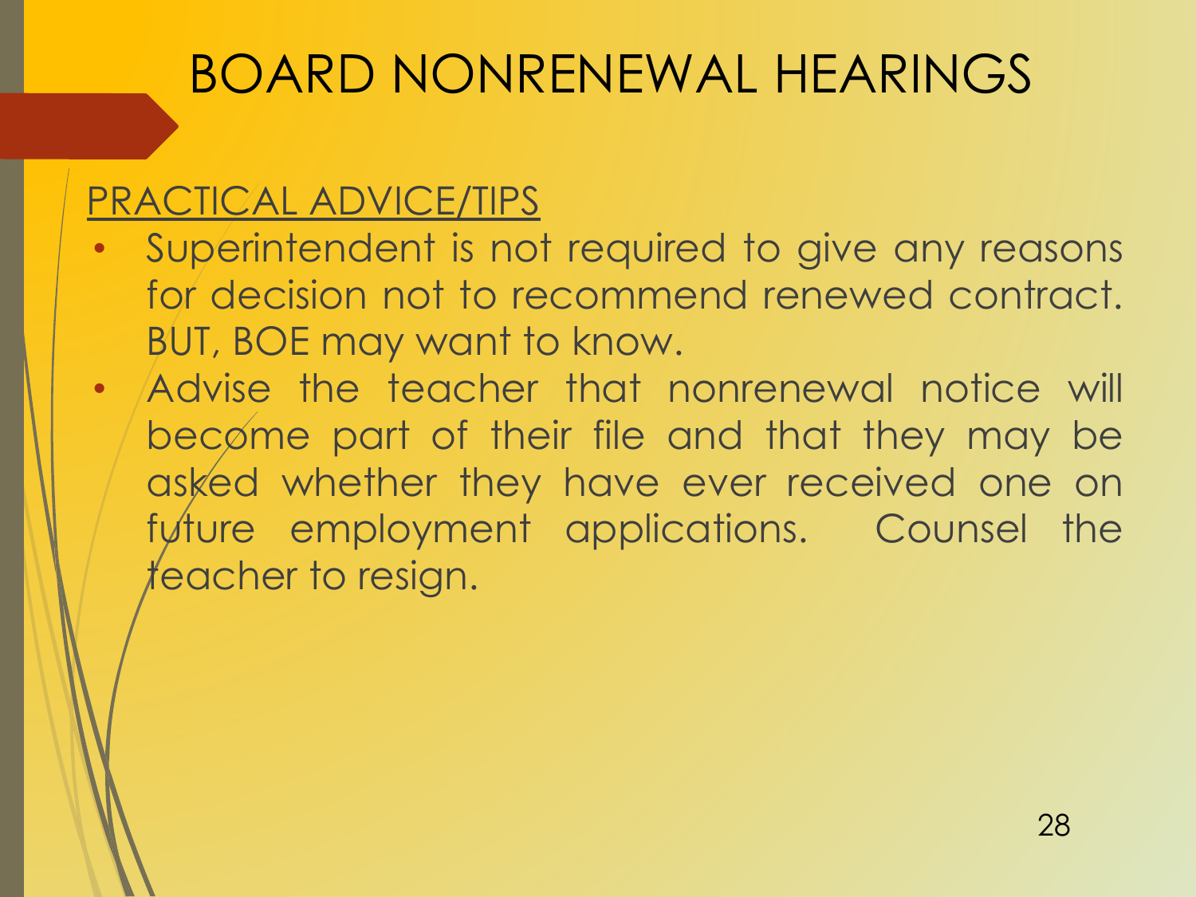# BOARD NONRENEWAL HEARINGS

PRACTICAL ADVICE/TIPS

- Superintendent is not required to give any reasons for decision not to recommend renewed contract. BUT, BOE may want to know.
- Advise the teacher that nonrenewal notice will become part of their file and that they may be asked whether they have ever received one on future employment applications. Counsel the teacher to resign.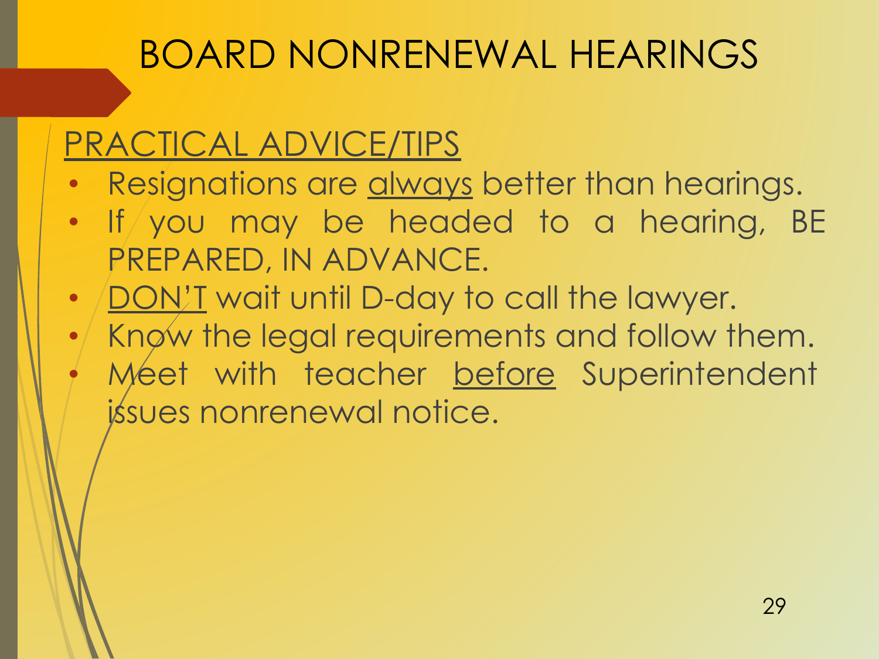# BOARD NONRENEWAL HEARINGS

## PRACTICAL ADVICE/TIPS

- Resignations are always better than hearings.
- If you may be headed to a hearing, BE PREPARED, IN ADVANCE.
- DON'T wait until D-day to call the lawyer.
- Know the legal requirements and follow them.
- Meet with teacher before Superintendent issues nonrenewal notice.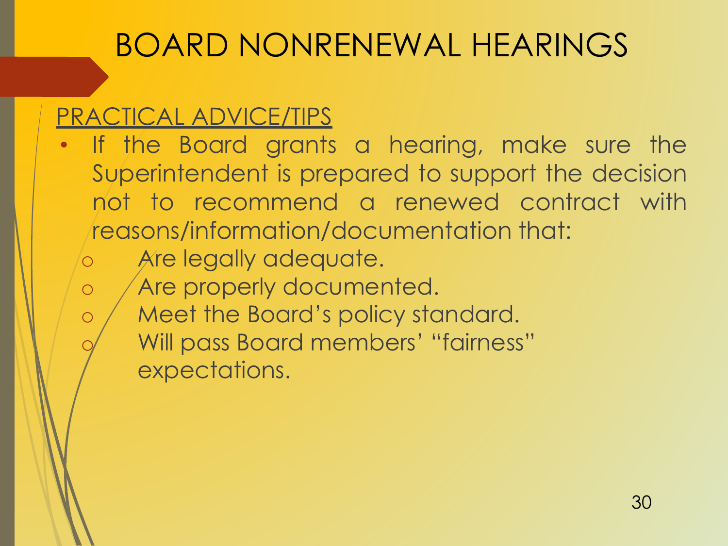# BOARD NONRENEWAL HEARINGS

<u>PRACTICAL ADVICE/TIPS</u>

- If the Board grants a hearing, make sure the Superintendent is prepared to support the decision not to recommend a renewed contract with reasons/information/documentation that:
  - Are legally adequate.
  - Are properly documented.
  - Meet the Board's policy standard.
  - Will pass Board members' "fairness" expectations.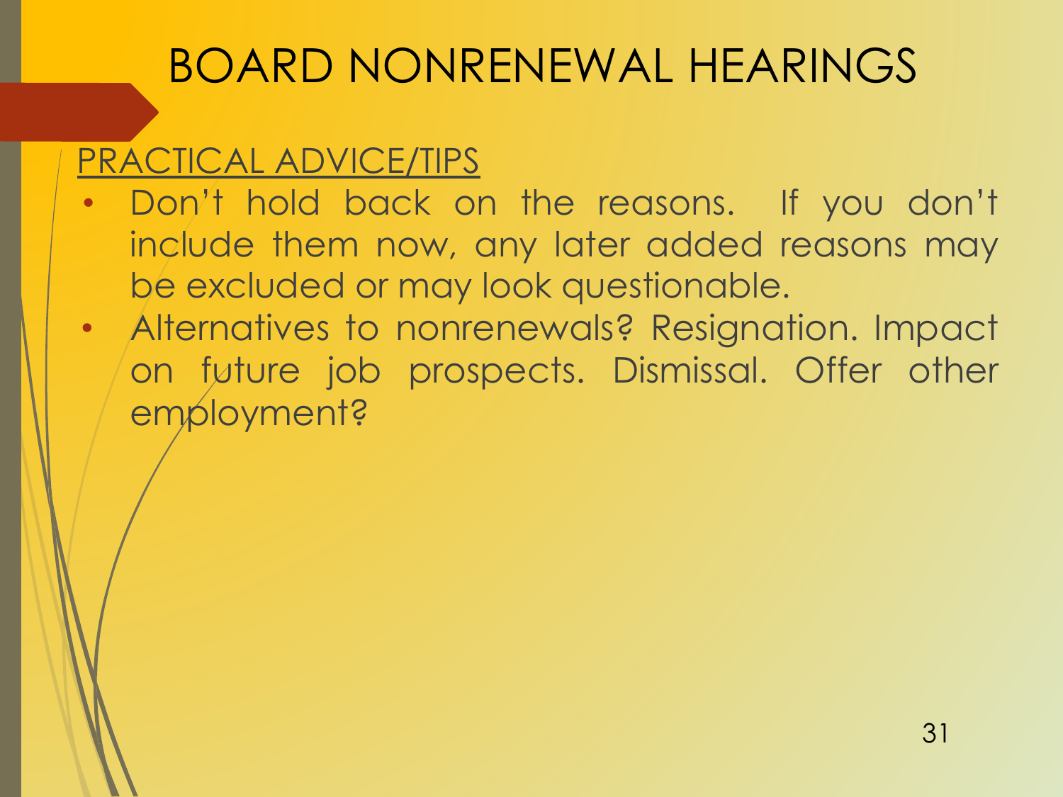# BOARD NONRENEWAL HEARINGS

PRACTICAL ADVICE/TIPS

- Don't hold back on the reasons. If you don't include them now, any later added reasons may be excluded or may look questionable.
- Alternatives to nonrenewals? Resignation. Impact on future job prospects. Dismissal. Offer other employment?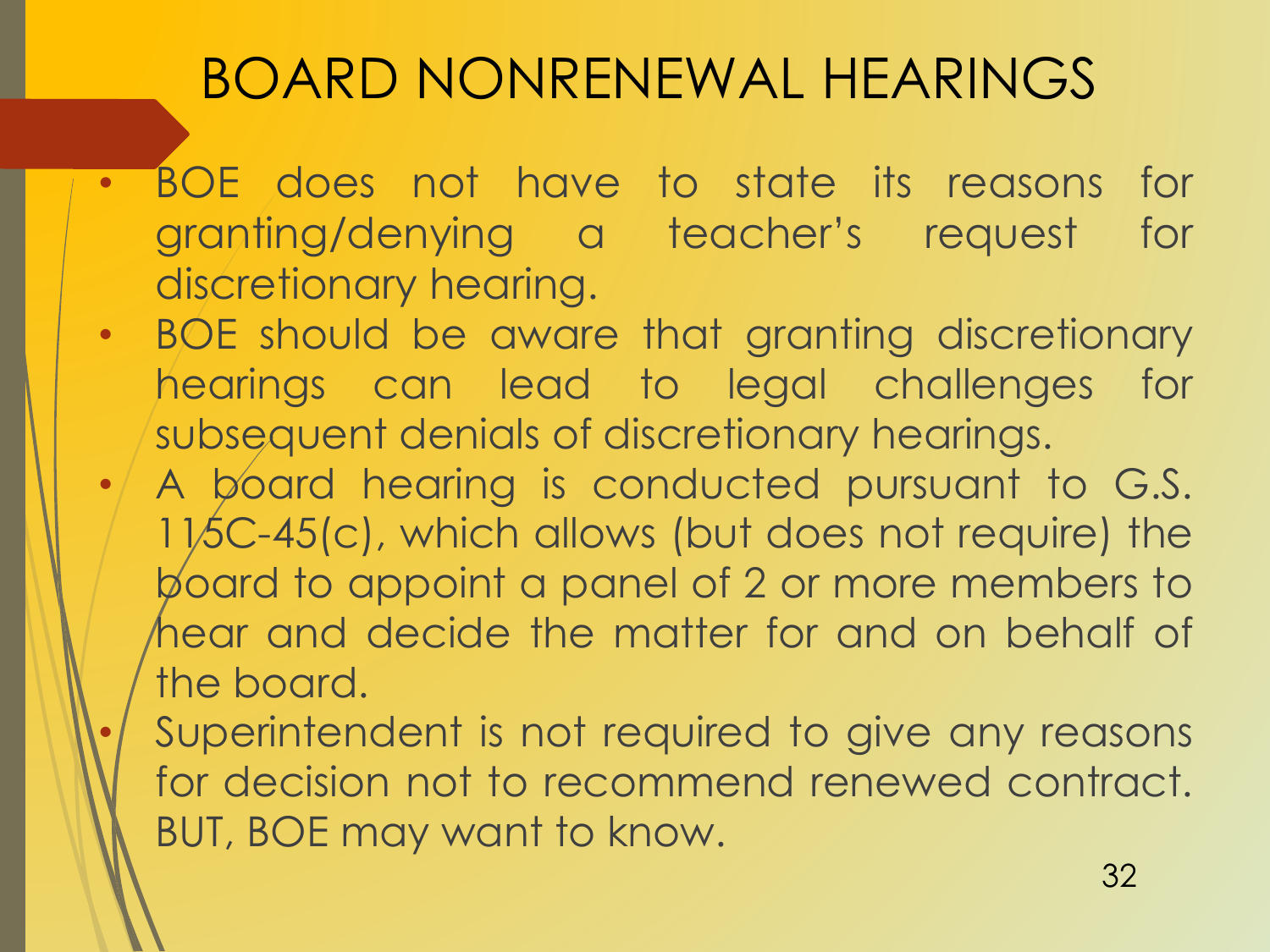# BOARD NONRENEWAL HEARINGS

- BOE does not have to state its reasons for granting/denying a teacher's request for discretionary hearing.
- BOE should be aware that granting discretionary hearings can lead to legal challenges for subsequent denials of discretionary hearings.
- A board hearing is conducted pursuant to G.S. 115C-45(c), which allows (but does not require) the board to appoint a panel of 2 or more members to hear and decide the matter for and on behalf of the board.
- Superintendent is not required to give any reasons for decision not to recommend renewed contract. BUT, BOE may want to know.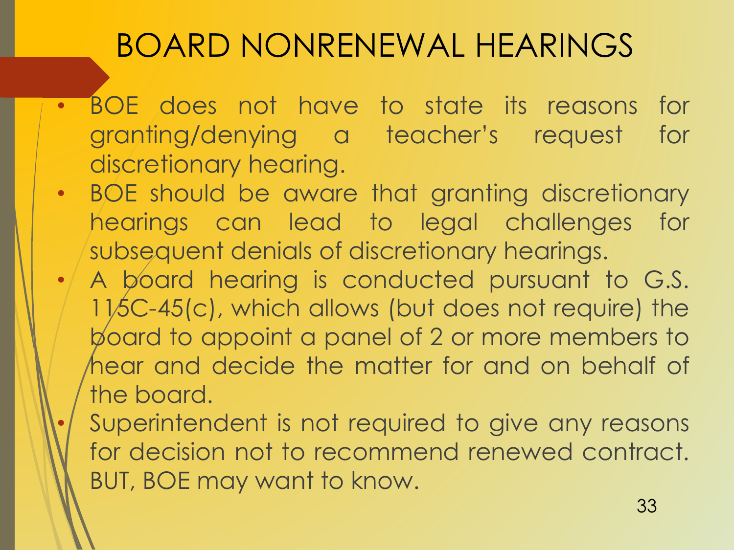# BOARD NONRENEWAL HEARINGS

- BOE does not have to state its reasons for granting/denying a teacher's request for discretionary hearing.
- BOE should be aware that granting discretionary hearings can lead to legal challenges for subsequent denials of discretionary hearings.
- A board hearing is conducted pursuant to G.S. 115C-45(c), which allows (but does not require) the board to appoint a panel of 2 or more members to hear and decide the matter for and on behalf of the board.
- Superintendent is not required to give any reasons for decision not to recommend renewed contract. BUT, BOE may want to know.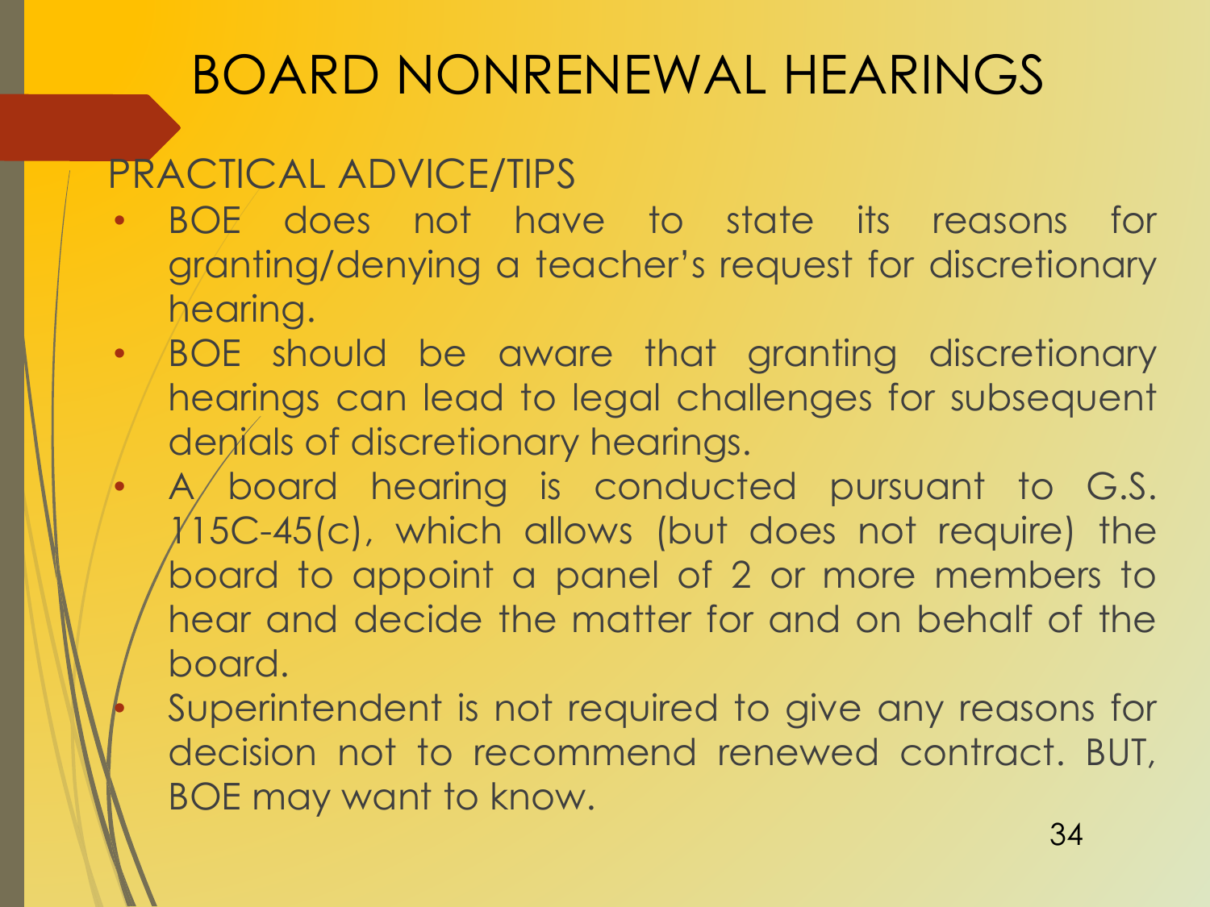# BOARD NONRENEWAL HEARINGS

## PRACTICAL ADVICE/TIPS

- BOE does not have to state its reasons for granting/denying a teacher's request for discretionary hearing.
- BOE should be aware that granting discretionary hearings can lead to legal challenges for subsequent denials of discretionary hearings.
- A board hearing is conducted pursuant to G.S. 115C-45(c), which allows (but does not require) the board to appoint a panel of 2 or more members to hear and decide the matter for and on behalf of the board.
- Superintendent is not required to give any reasons for decision not to recommend renewed contract. BUT, BOE may want to know.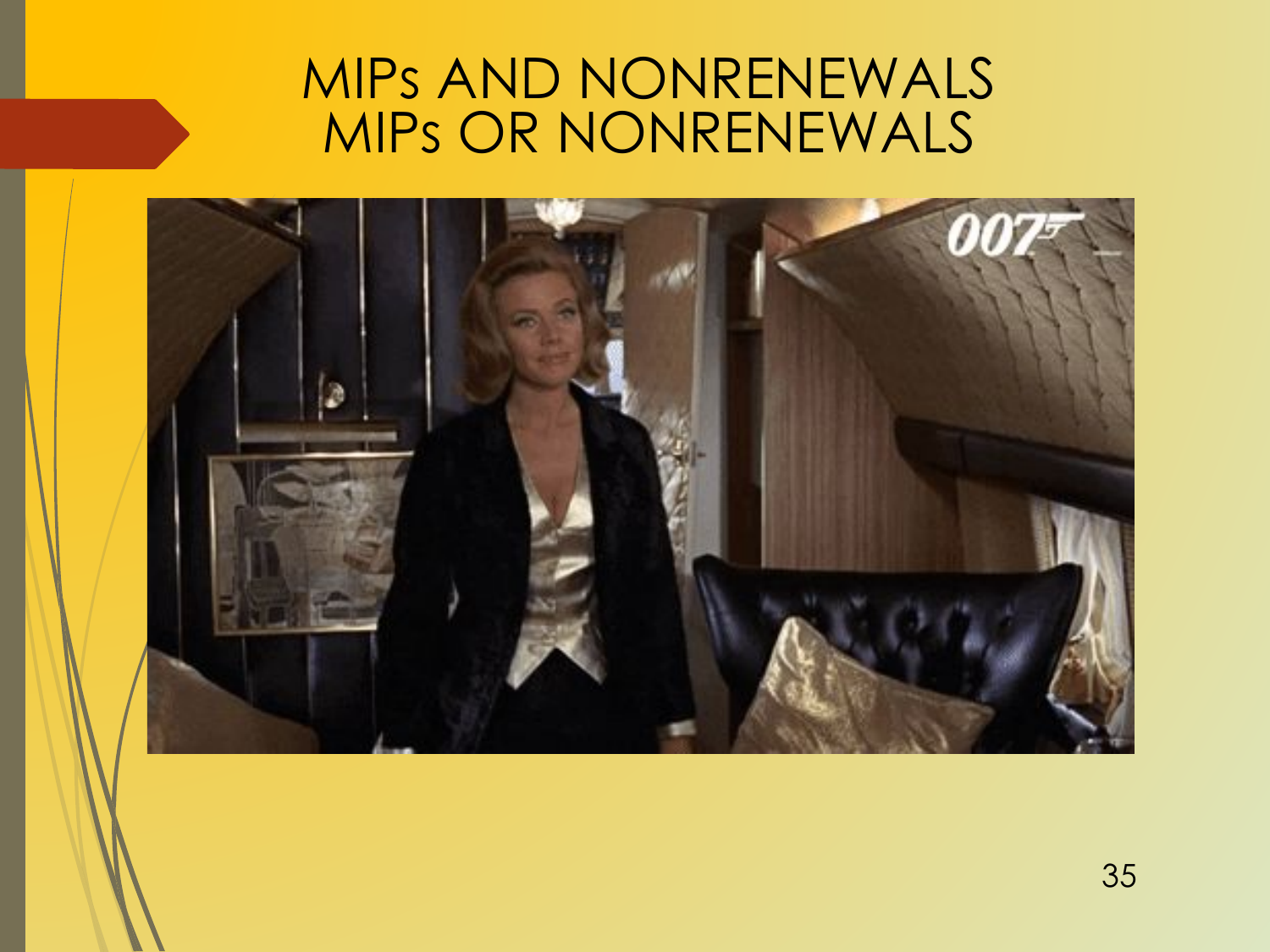# MIPs AND NONRENEWALS
# MIPs OR NONRENEWALS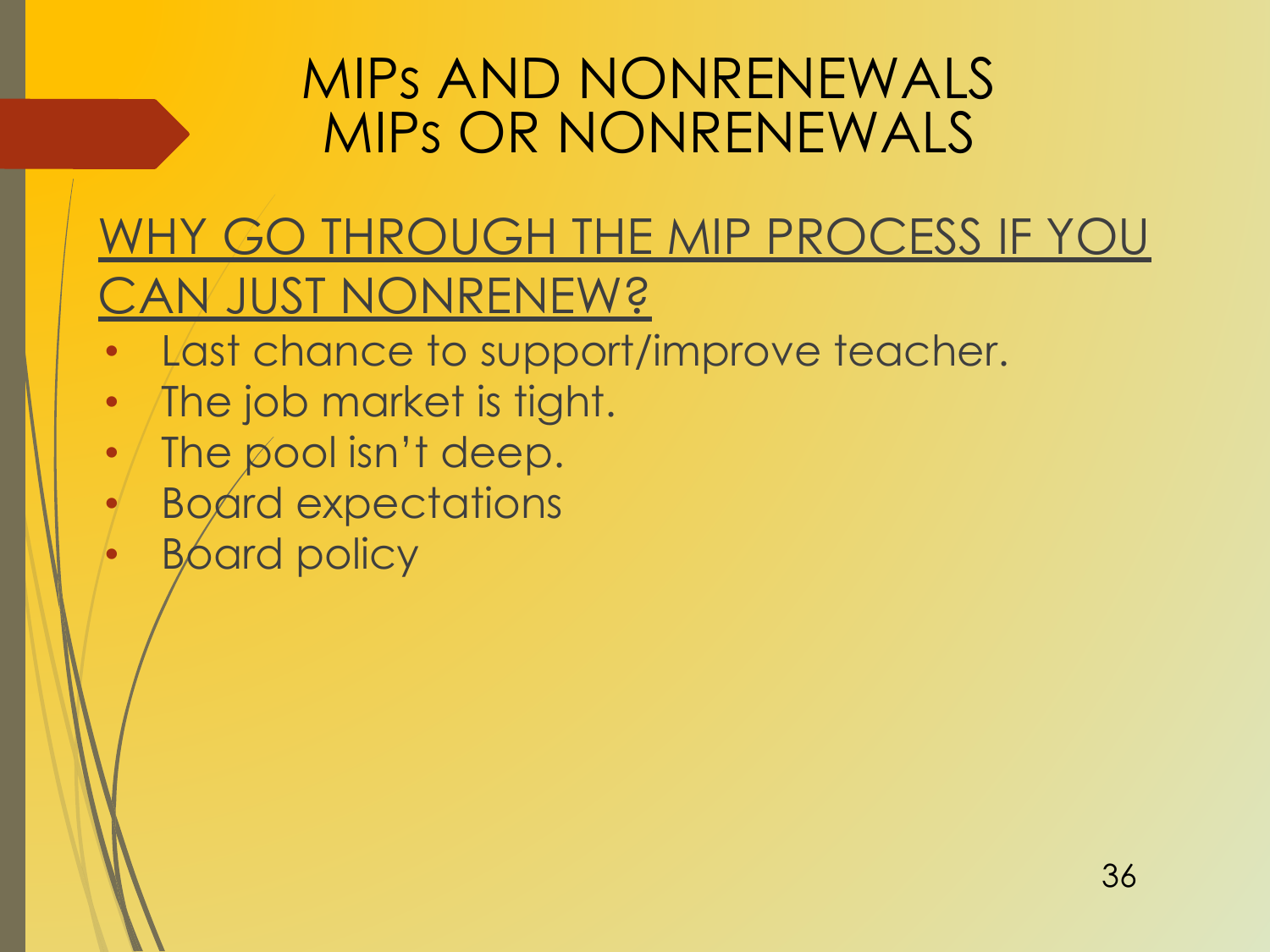# MIPs AND NONRENEWALS
# MIPs OR NONRENEWALS

## WHY GO THROUGH THE MIP PROCESS IF YOU CAN JUST NONRENEW?

- Last chance to support/improve teacher.
- The job market is tight.
- The pool isn't deep.
- Board expectations
- Board policy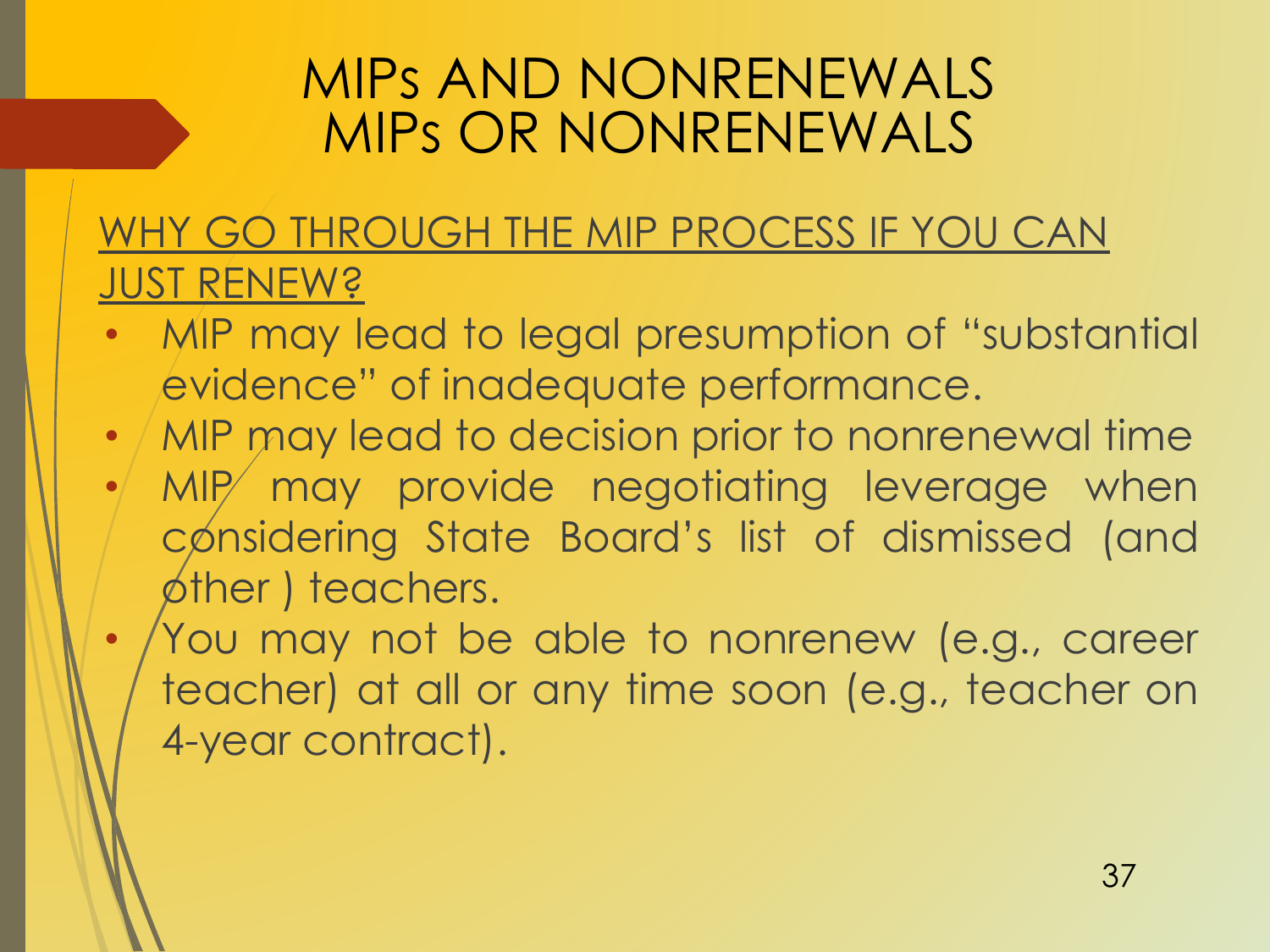# MIPs AND NONRENEWALS
# MIPs OR NONRENEWALS

WHY GO THROUGH THE MIP PROCESS IF YOU CAN JUST RENEW?

- MIP may lead to legal presumption of "substantial evidence" of inadequate performance.
- MIP may lead to decision prior to nonrenewal time
- MIP may provide negotiating leverage when considering State Board's list of dismissed (and other ) teachers.
- You may not be able to nonrenew (e.g., career teacher) at all or any time soon (e.g., teacher on 4-year contract).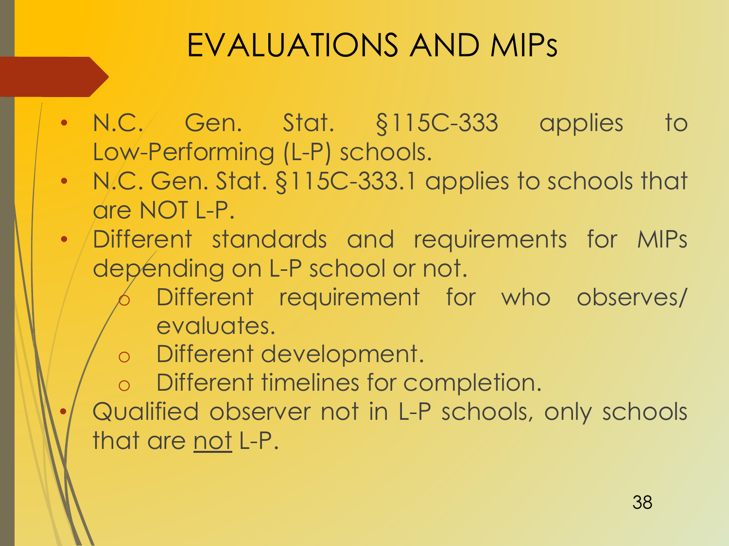# EVALUATIONS AND MIPs

- N.C. Gen. Stat. §115C-333 applies to Low-Performing (L-P) schools.
- N.C. Gen. Stat. §115C-333.1 applies to schools that are NOT L-P.
- Different standards and requirements for MIPs depending on L-P school or not.
    - Different requirement for who observes/ evaluates.
    - Different development.
    - Different timelines for completion.
- Qualified observer not in L-P schools, only schools that are <u>not</u> L-P.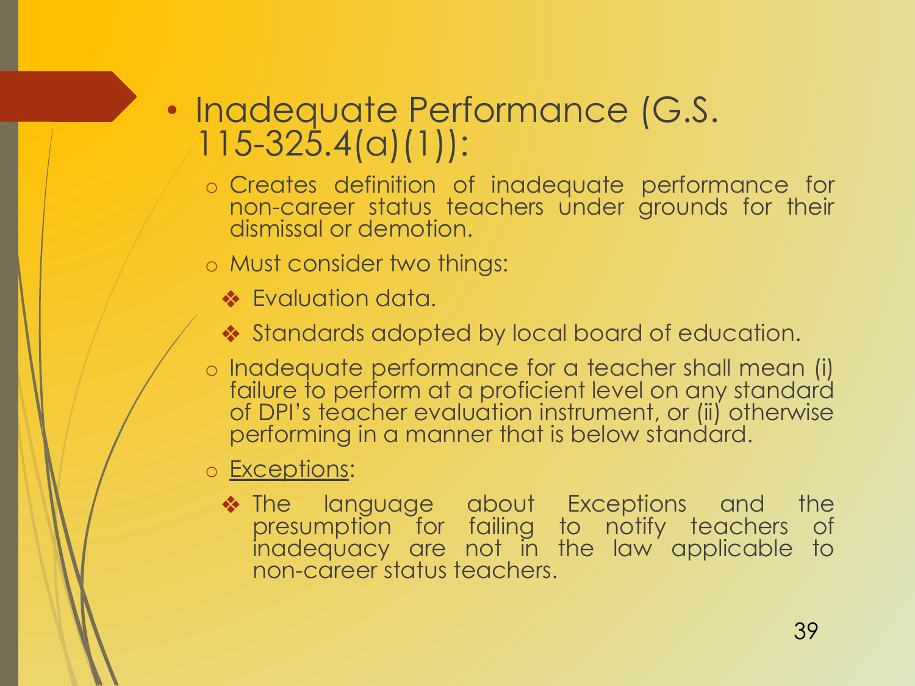- Inadequate Performance (G.S. 115-325.4(a)(1)):
  - Creates definition of inadequate performance for non-career status teachers under grounds for their dismissal or demotion.
  - Must consider two things:
    - Evaluation data.
    - Standards adopted by local board of education.
  - Inadequate performance for a teacher shall mean (i) failure to perform at a proficient level on any standard of DPI's teacher evaluation instrument, or (ii) otherwise performing in a manner that is below standard.
  - <u>Exceptions</u>:
    - The language about Exceptions and the presumption for failing to notify teachers of inadequacy are not in the law applicable to non-career status teachers.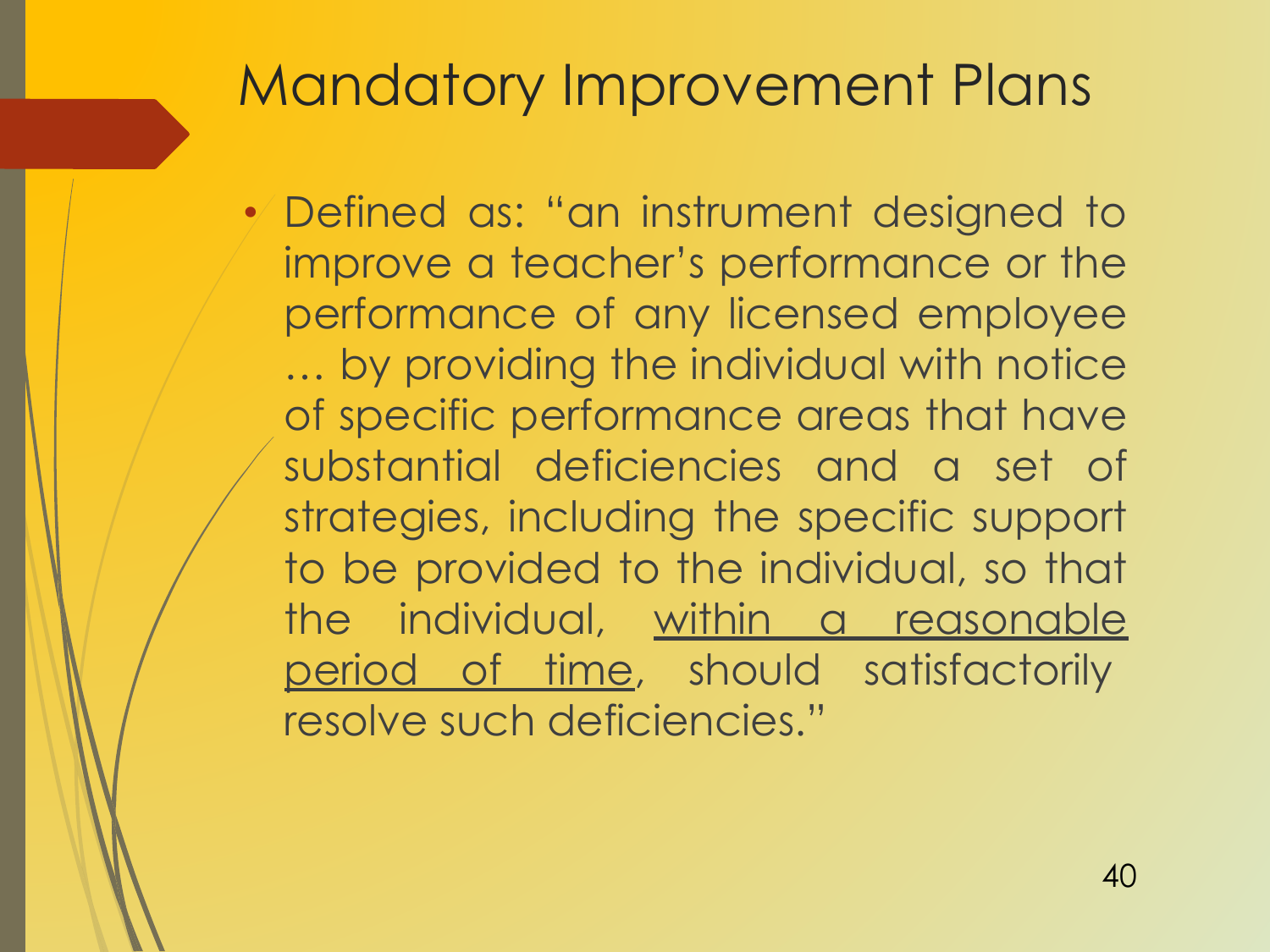# Mandatory Improvement Plans

- Defined as: "an instrument designed to improve a teacher's performance or the performance of any licensed employee … by providing the individual with notice of specific performance areas that have substantial deficiencies and a set of strategies, including the specific support to be provided to the individual, so that the individual, <u>within a reasonable period of time</u>, should satisfactorily resolve such deficiencies."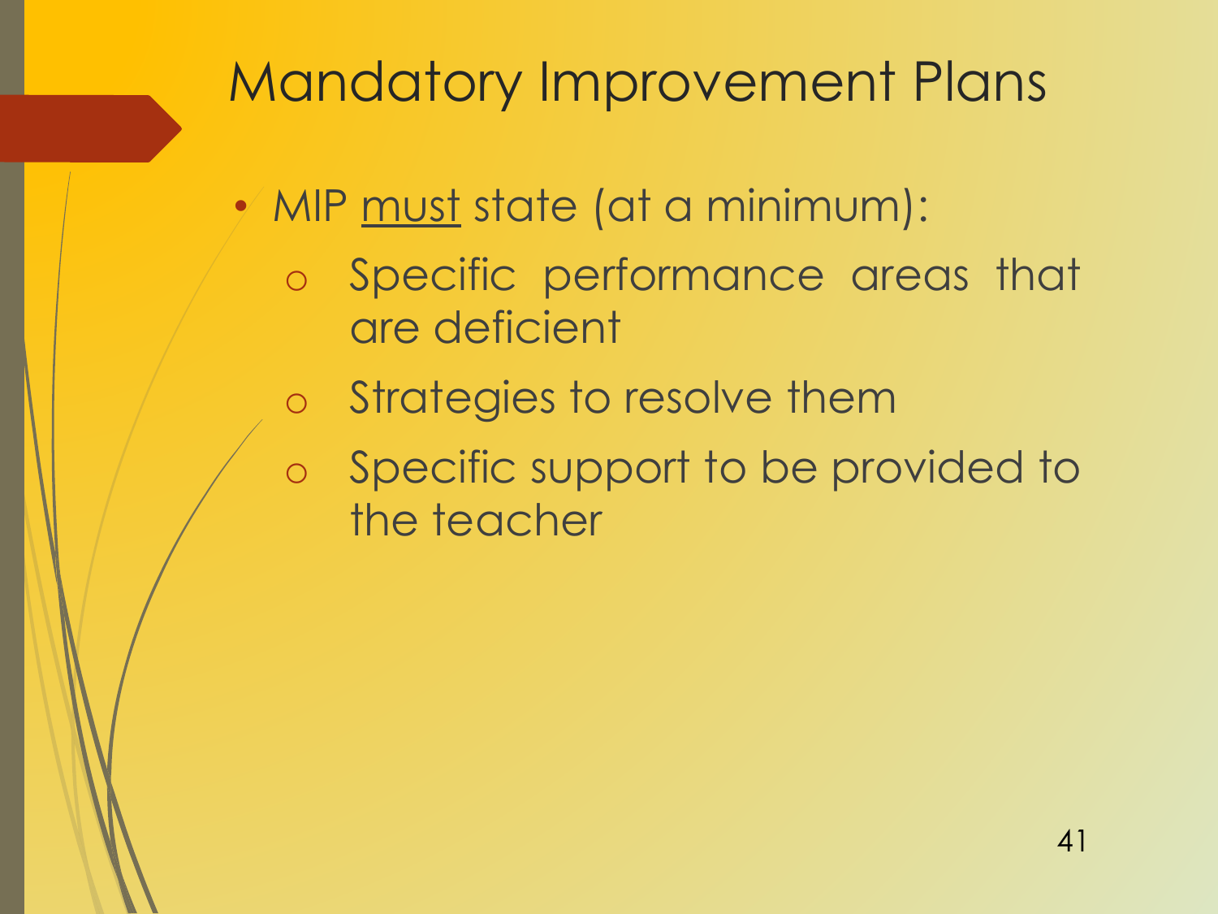# Mandatory Improvement Plans

- MIP <u>must</u> state (at a minimum):
  - Specific performance areas that are deficient
  - Strategies to resolve them
  - Specific support to be provided to the teacher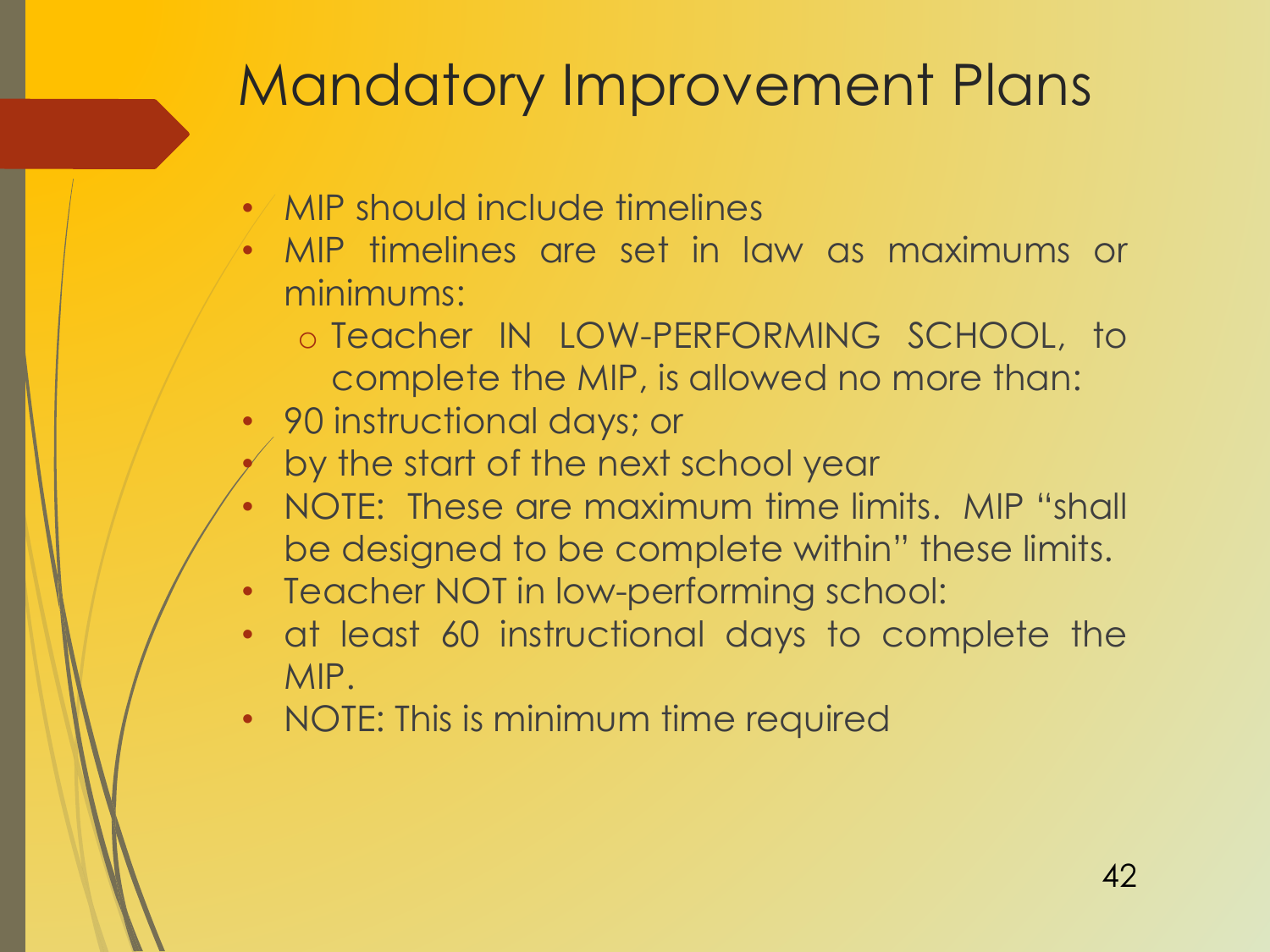# Mandatory Improvement Plans

- MIP should include timelines
- MIP timelines are set in law as maximums or minimums:
  - Teacher IN LOW-PERFORMING SCHOOL, to complete the MIP, is allowed no more than:
- 90 instructional days; or
- by the start of the next school year
- NOTE: These are maximum time limits. MIP "shall be designed to be complete within" these limits.
- Teacher NOT in low-performing school:
- at least 60 instructional days to complete the MIP.
- NOTE: This is minimum time required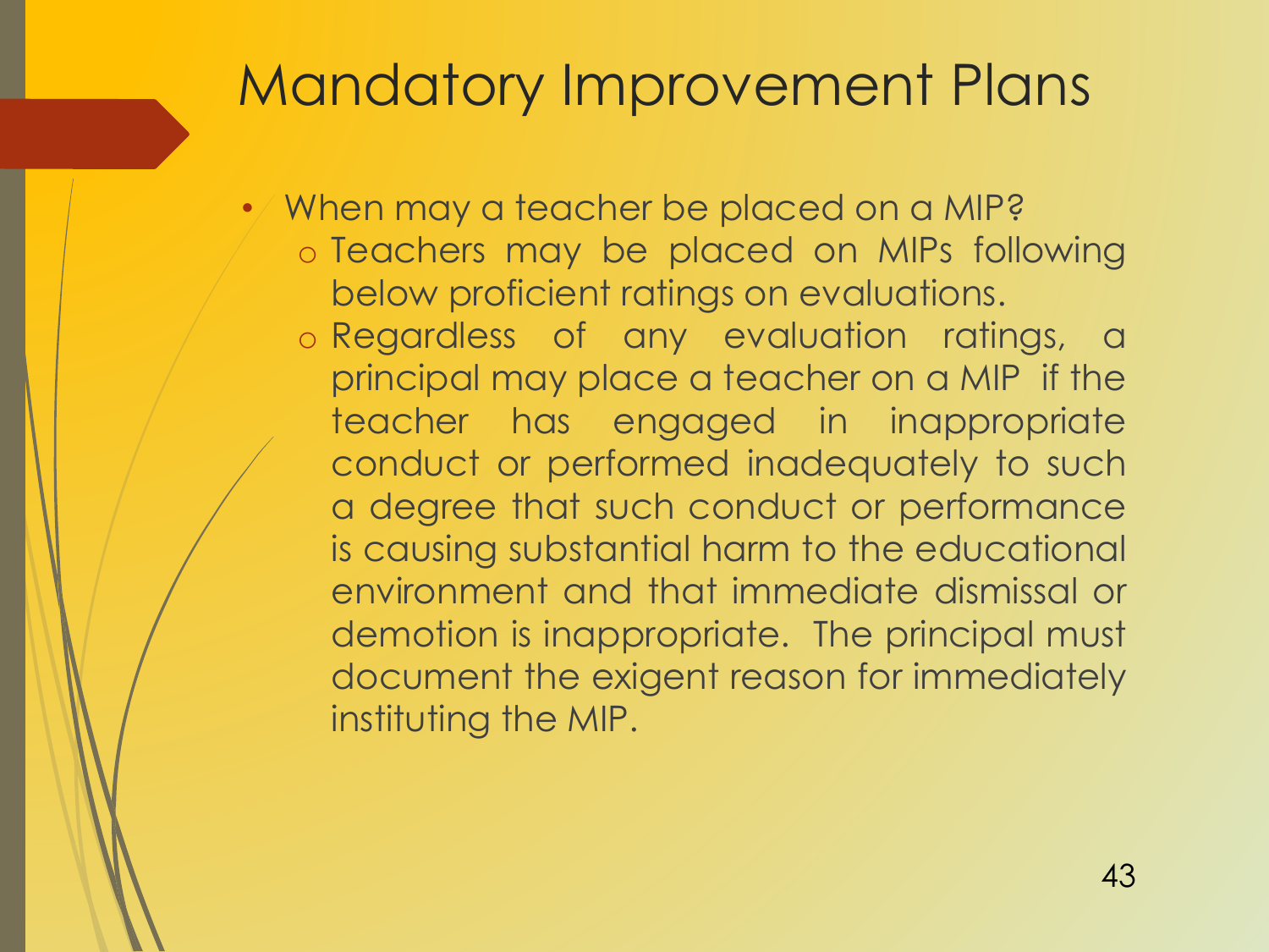# Mandatory Improvement Plans

- When may a teacher be placed on a MIP?
  - Teachers may be placed on MIPs following below proficient ratings on evaluations.
  - Regardless of any evaluation ratings, a principal may place a teacher on a MIP if the teacher has engaged in inappropriate conduct or performed inadequately to such a degree that such conduct or performance is causing substantial harm to the educational environment and that immediate dismissal or demotion is inappropriate. The principal must document the exigent reason for immediately instituting the MIP.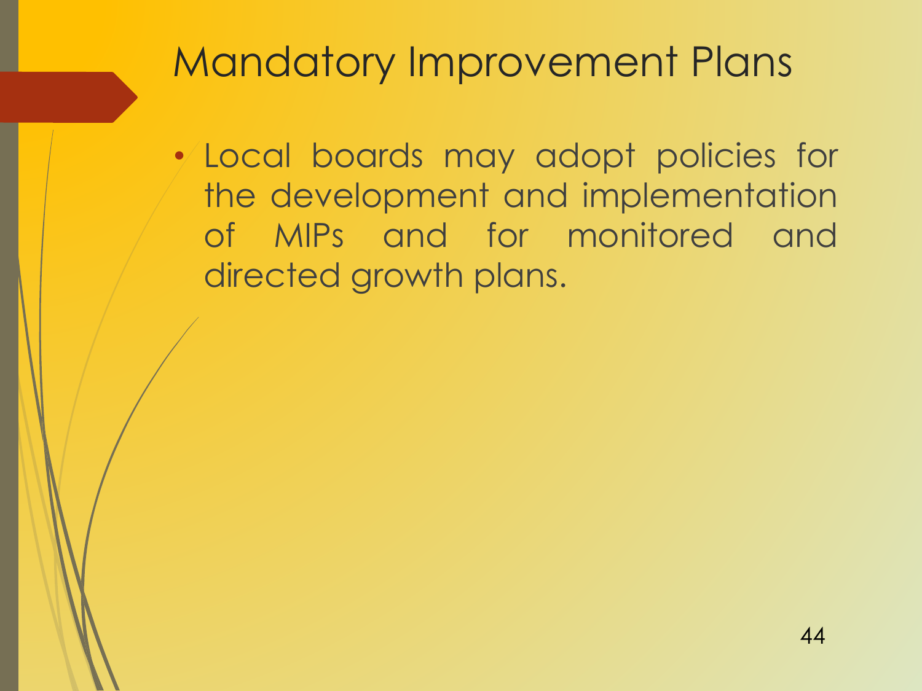# Mandatory Improvement Plans

- Local boards may adopt policies for the development and implementation of MIPs and for monitored and directed growth plans.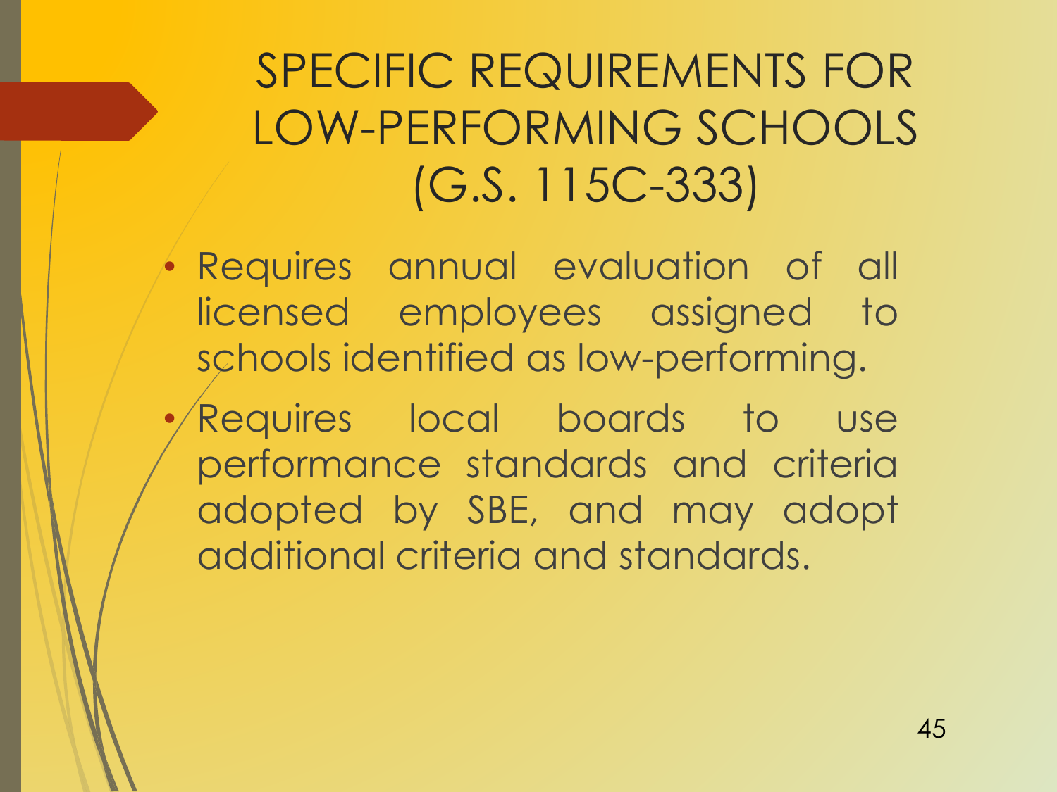# SPECIFIC REQUIREMENTS FOR LOW-PERFORMING SCHOOLS (G.S. 115C-333)

- Requires annual evaluation of all licensed employees assigned to schools identified as low-performing.
- Requires local boards to use performance standards and criteria adopted by SBE, and may adopt additional criteria and standards.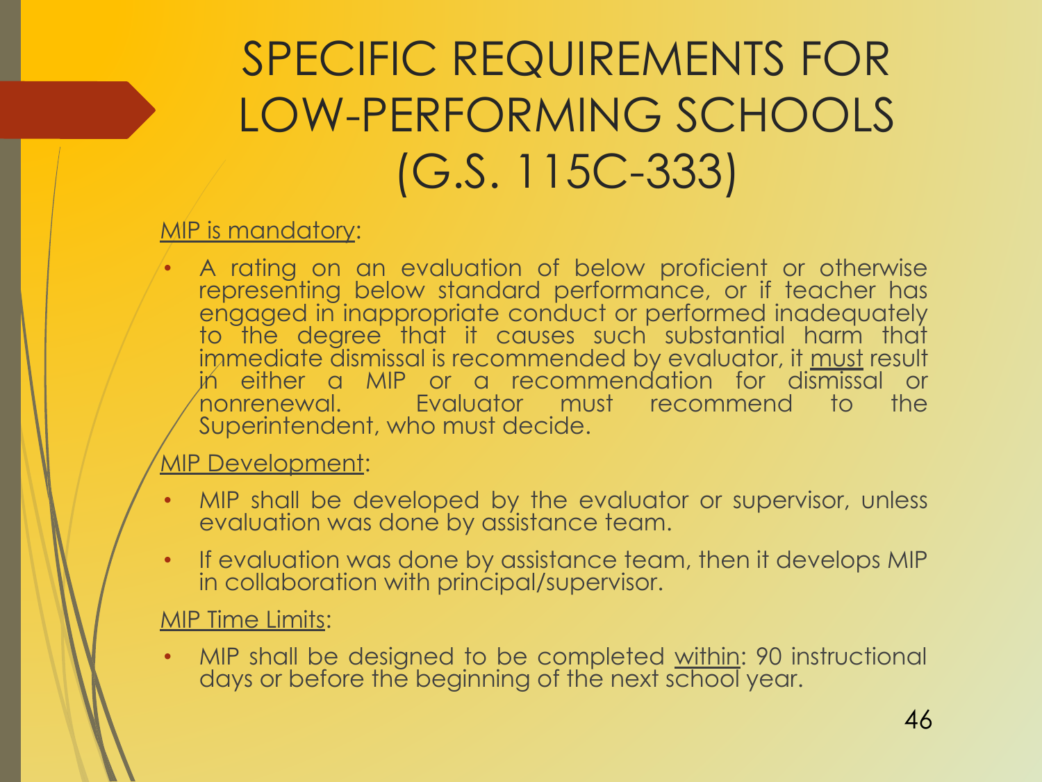# SPECIFIC REQUIREMENTS FOR LOW-PERFORMING SCHOOLS (G.S. 115C-333)

<u>MIP is mandatory</u>:

- A rating on an evaluation of below proficient or otherwise representing below standard performance, or if teacher has engaged in inappropriate conduct or performed inadequately to the degree that it causes such substantial harm that immediate dismissal is recommended by evaluator, it <u>must</u> result in either a MIP or a recommendation for dismissal or nonrenewal. Evaluator must recommend to the Superintendent, who must decide.

<u>MIP Development</u>:

- MIP shall be developed by the evaluator or supervisor, unless evaluation was done by assistance team.
- If evaluation was done by assistance team, then it develops MIP in collaboration with principal/supervisor.

<u>MIP Time Limits</u>:

- MIP shall be designed to be completed <u>within</u>: 90 instructional days or before the beginning of the next school year.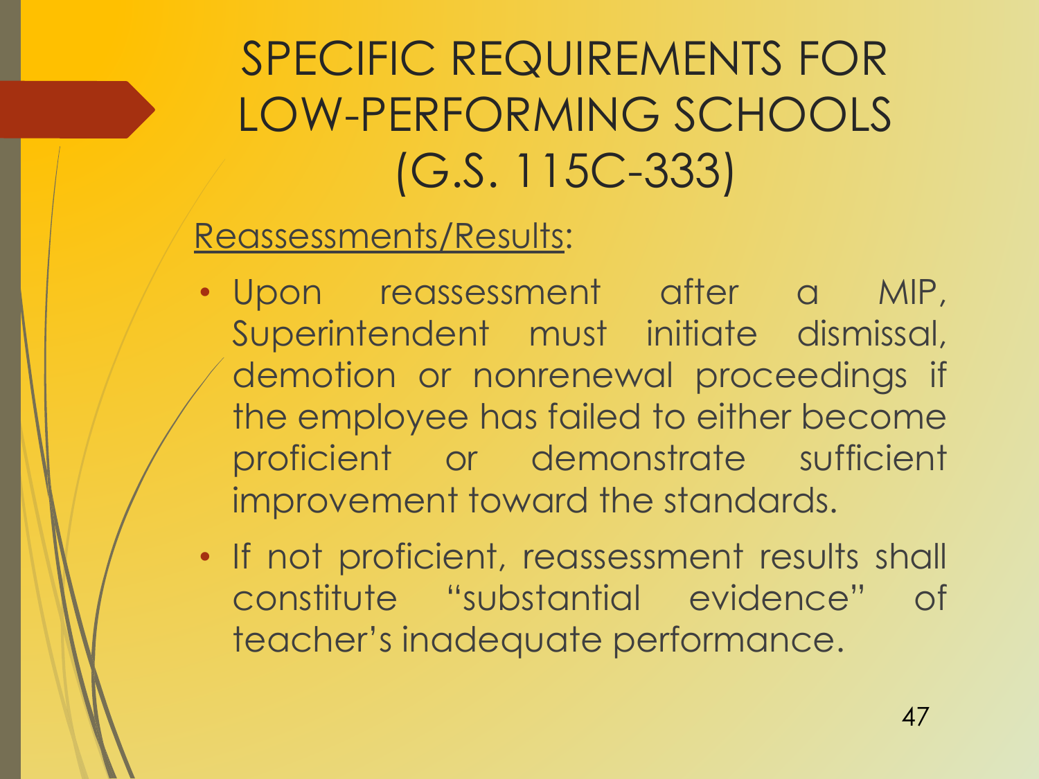# SPECIFIC REQUIREMENTS FOR LOW-PERFORMING SCHOOLS (G.S. 115C-333)

Reassessments/Results:

- Upon reassessment after a MIP, Superintendent must initiate dismissal, demotion or nonrenewal proceedings if the employee has failed to either become proficient or demonstrate sufficient improvement toward the standards.
- If not proficient, reassessment results shall constitute "substantial evidence" of teacher's inadequate performance.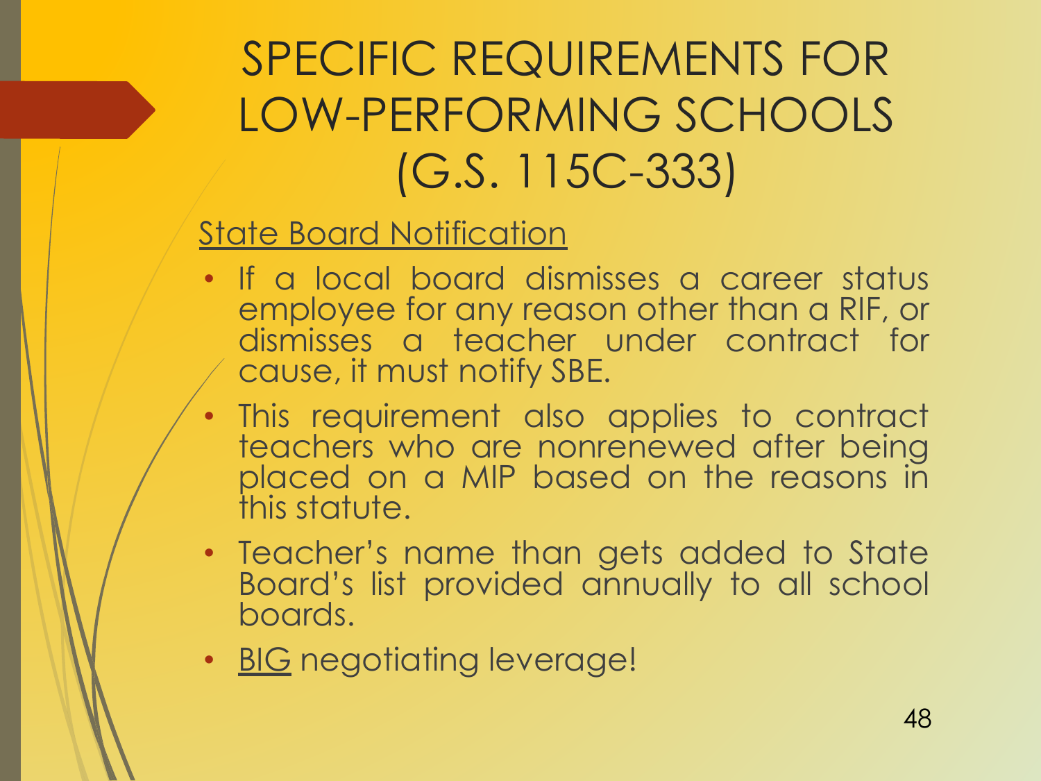# SPECIFIC REQUIREMENTS FOR LOW-PERFORMING SCHOOLS (G.S. 115C-333)

<u>State Board Notification</u>

- If a local board dismisses a career status employee for any reason other than a RIF, or dismisses a teacher under contract for cause, it must notify SBE.
- This requirement also applies to contract teachers who are nonrenewed after being placed on a MIP based on the reasons in this statute.
- Teacher's name than gets added to State Board's list provided annually to all school boards.
- <u>BIG</u> negotiating leverage!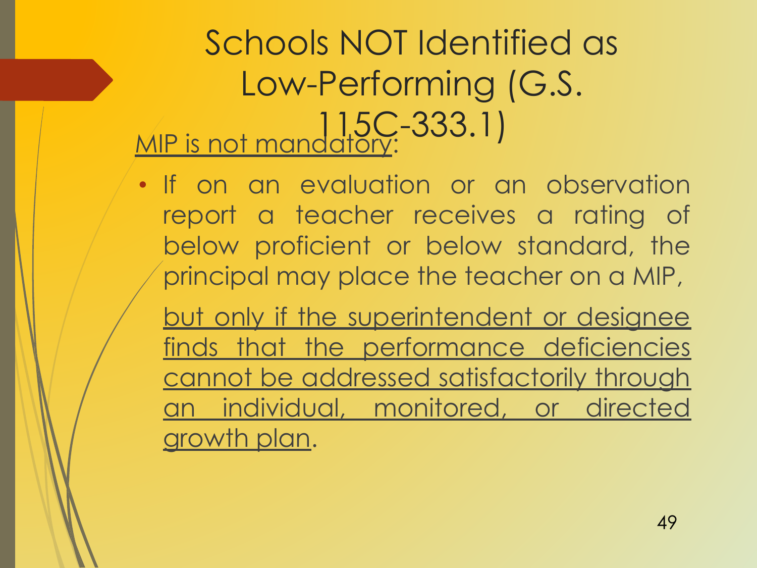# Schools NOT Identified as Low-Performing (G.S. 115C-333.1)

<u>MIP is not mandatory</u>:

- If on an evaluation or an observation report a teacher receives a rating of below proficient or below standard, the principal may place the teacher on a MIP,

  <u>but only if the superintendent or designee finds that the performance deficiencies cannot be addressed satisfactorily through an individual, monitored, or directed growth plan</u>.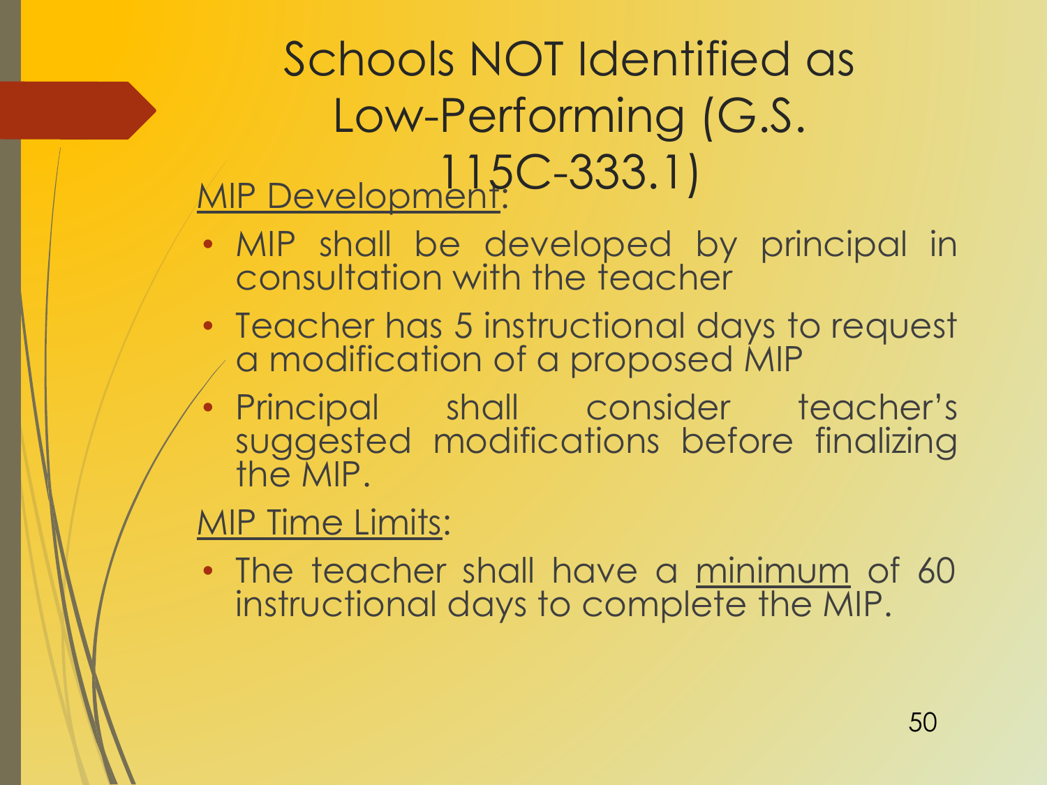# Schools NOT Identified as Low-Performing (G.S. 115C-333.1)

MIP Development:

- MIP shall be developed by principal in consultation with the teacher
- Teacher has 5 instructional days to request a modification of a proposed MIP
- Principal shall consider teacher's suggested modifications before finalizing the MIP.

MIP Time Limits:

- The teacher shall have a minimum of 60 instructional days to complete the MIP.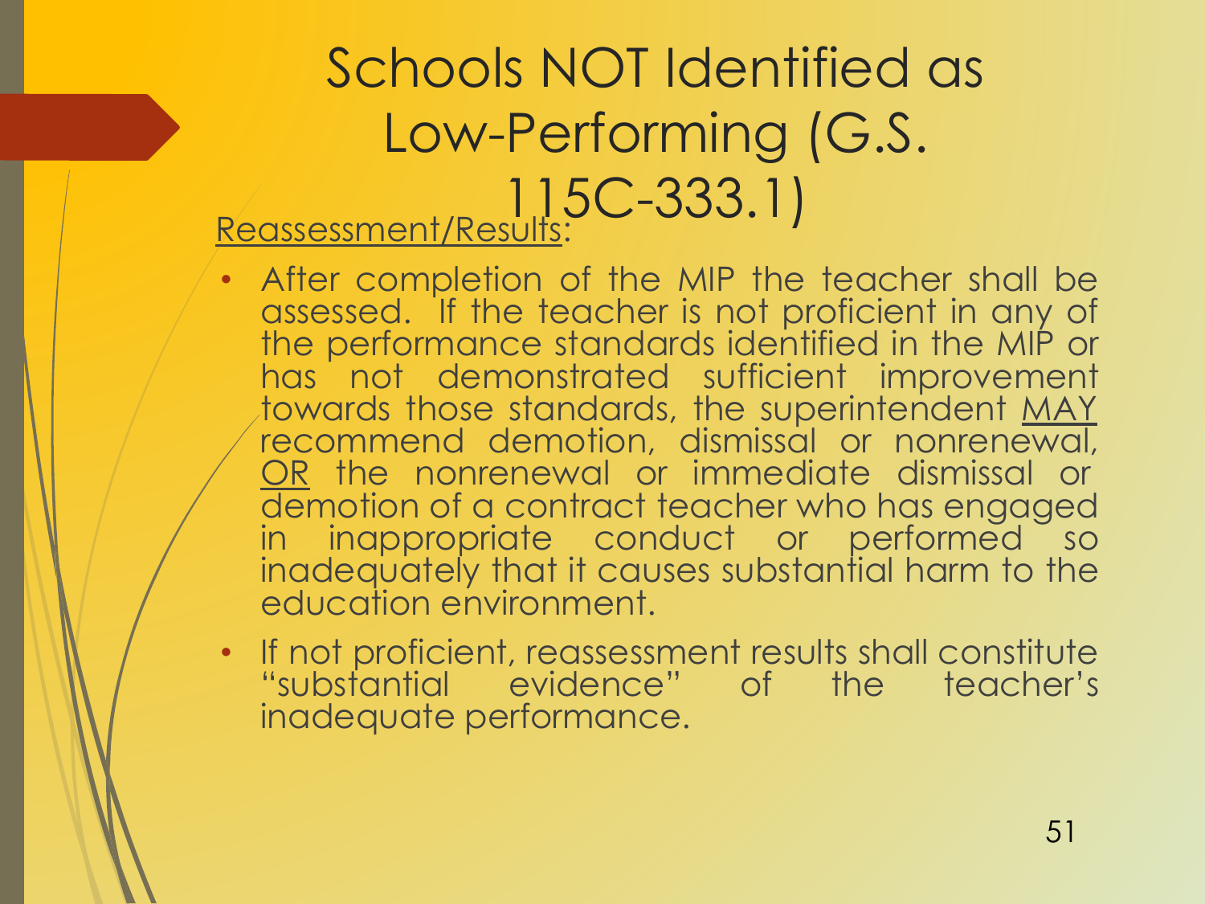# Schools NOT Identified as Low-Performing (G.S. 115C-333.1)

Reassessment/Results:

- After completion of the MIP the teacher shall be assessed. If the teacher is not proficient in any of the performance standards identified in the MIP or has not demonstrated sufficient improvement towards those standards, the superintendent MAY recommend demotion, dismissal or nonrenewal, OR the nonrenewal or immediate dismissal or demotion of a contract teacher who has engaged in inappropriate conduct or performed so inadequately that it causes substantial harm to the education environment.
- If not proficient, reassessment results shall constitute "substantial evidence" of the teacher's inadequate performance.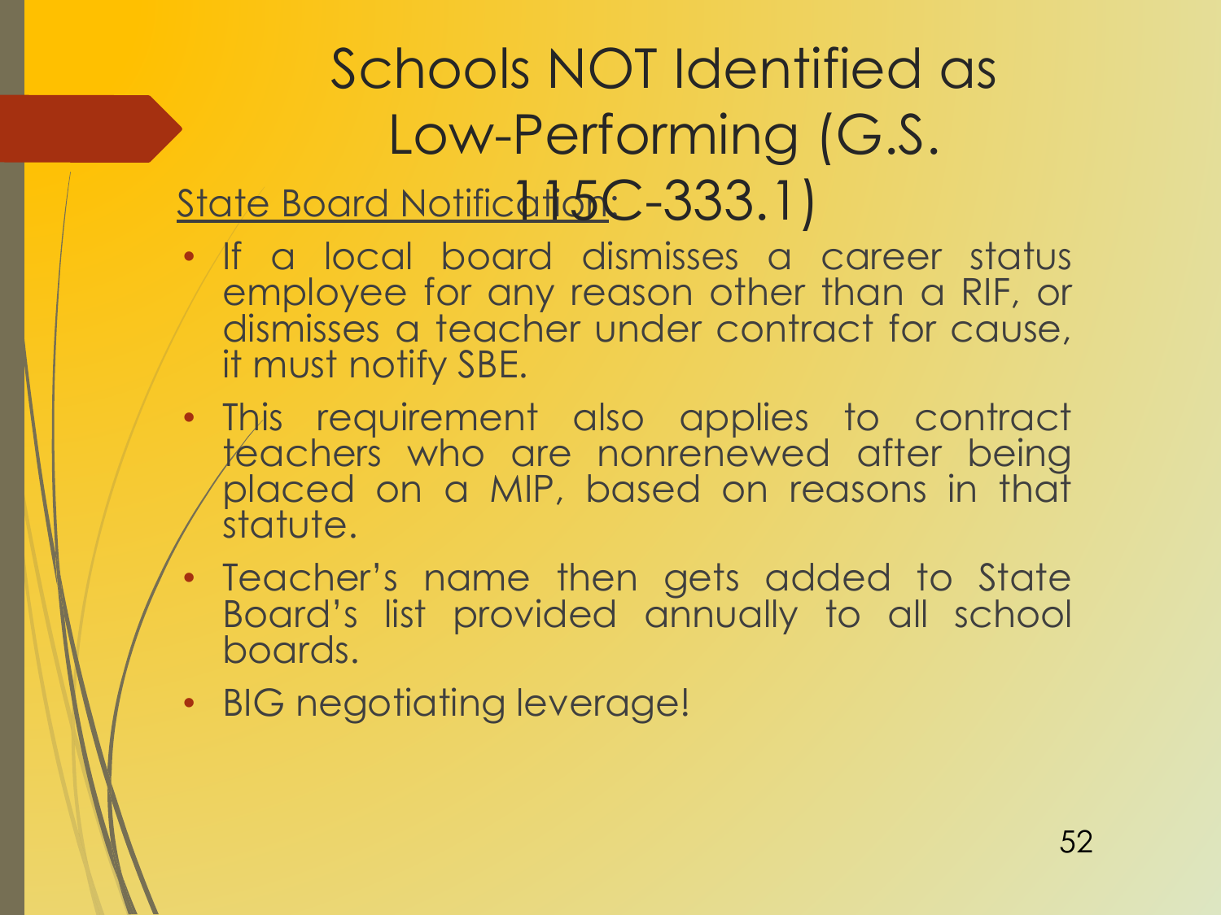# Schools NOT Identified as Low-Performing (G.S. 115C-333.1)

State Board Notification:

- If a local board dismisses a career status employee for any reason other than a RIF, or dismisses a teacher under contract for cause, it must notify SBE.
- This requirement also applies to contract teachers who are nonrenewed after being placed on a MIP, based on reasons in that statute.
- Teacher's name then gets added to State Board's list provided annually to all school boards.
- BIG negotiating leverage!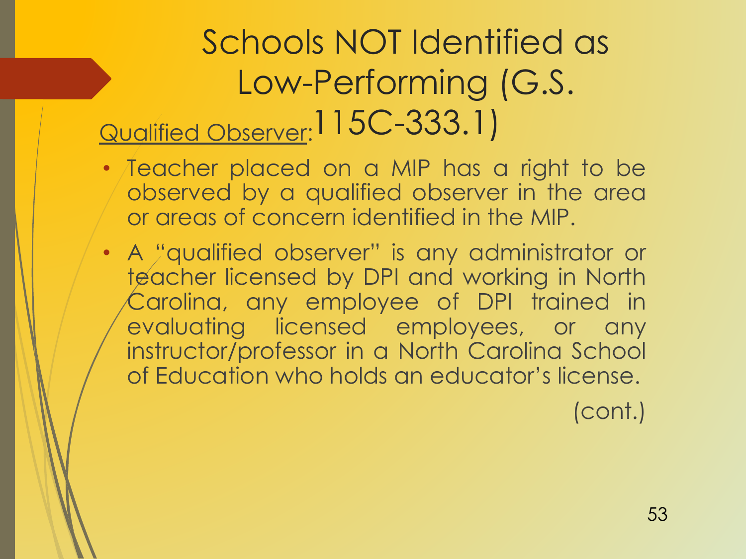# Schools NOT Identified as Low-Performing (G.S. 115C-333.1)

<u>Qualified Observer</u>:

- Teacher placed on a MIP has a right to be observed by a qualified observer in the area or areas of concern identified in the MIP.
- A "qualified observer" is any administrator or teacher licensed by DPI and working in North Carolina, any employee of DPI trained in evaluating licensed employees, or any instructor/professor in a North Carolina School of Education who holds an educator's license.

(cont.)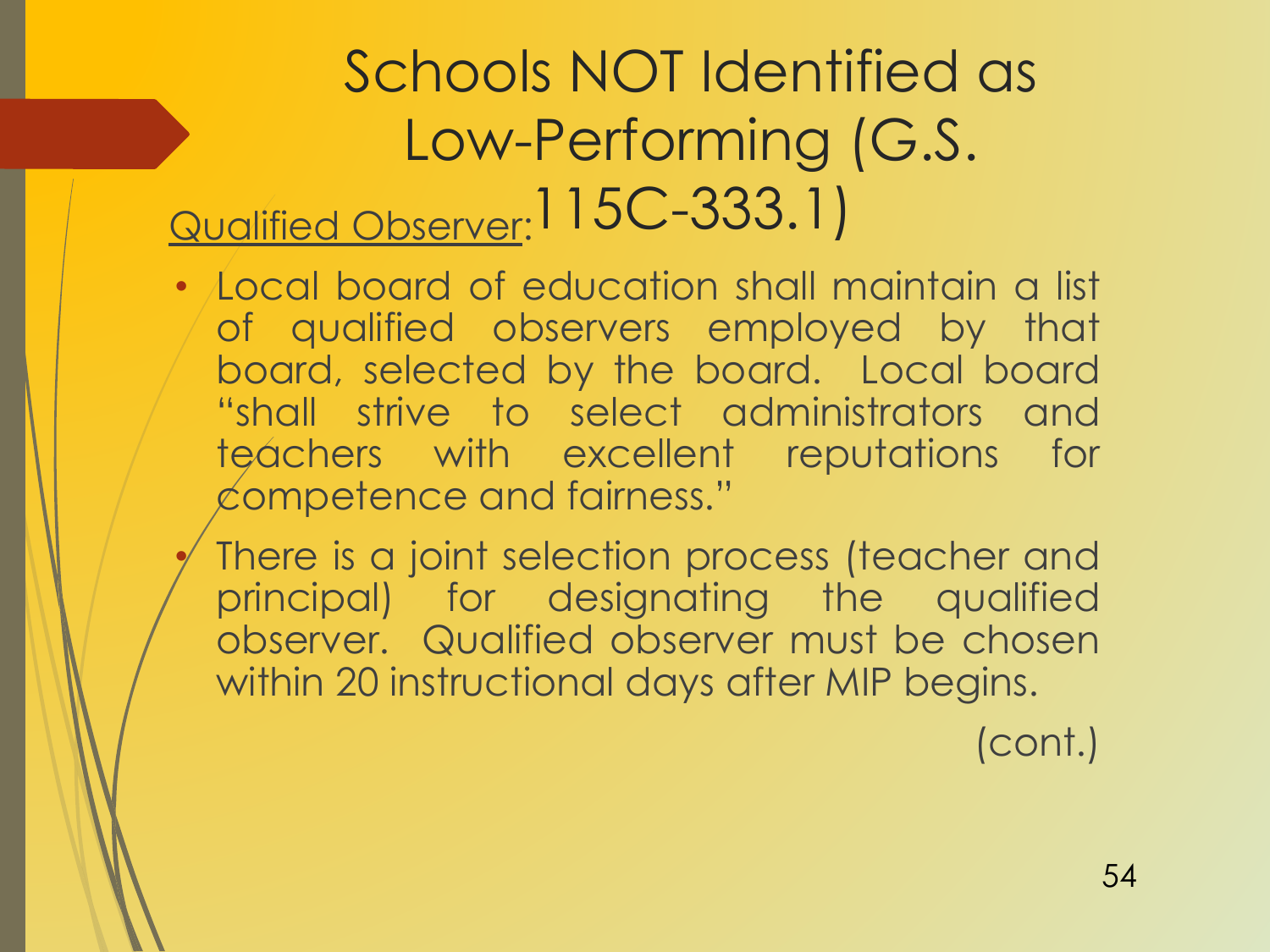# Schools NOT Identified as Low-Performing (G.S. 115C-333.1)

Qualified Observer:

- Local board of education shall maintain a list of qualified observers employed by that board, selected by the board. Local board "shall strive to select administrators and teachers with excellent reputations for competence and fairness."
- There is a joint selection process (teacher and principal) for designating the qualified observer. Qualified observer must be chosen within 20 instructional days after MIP begins.

(cont.)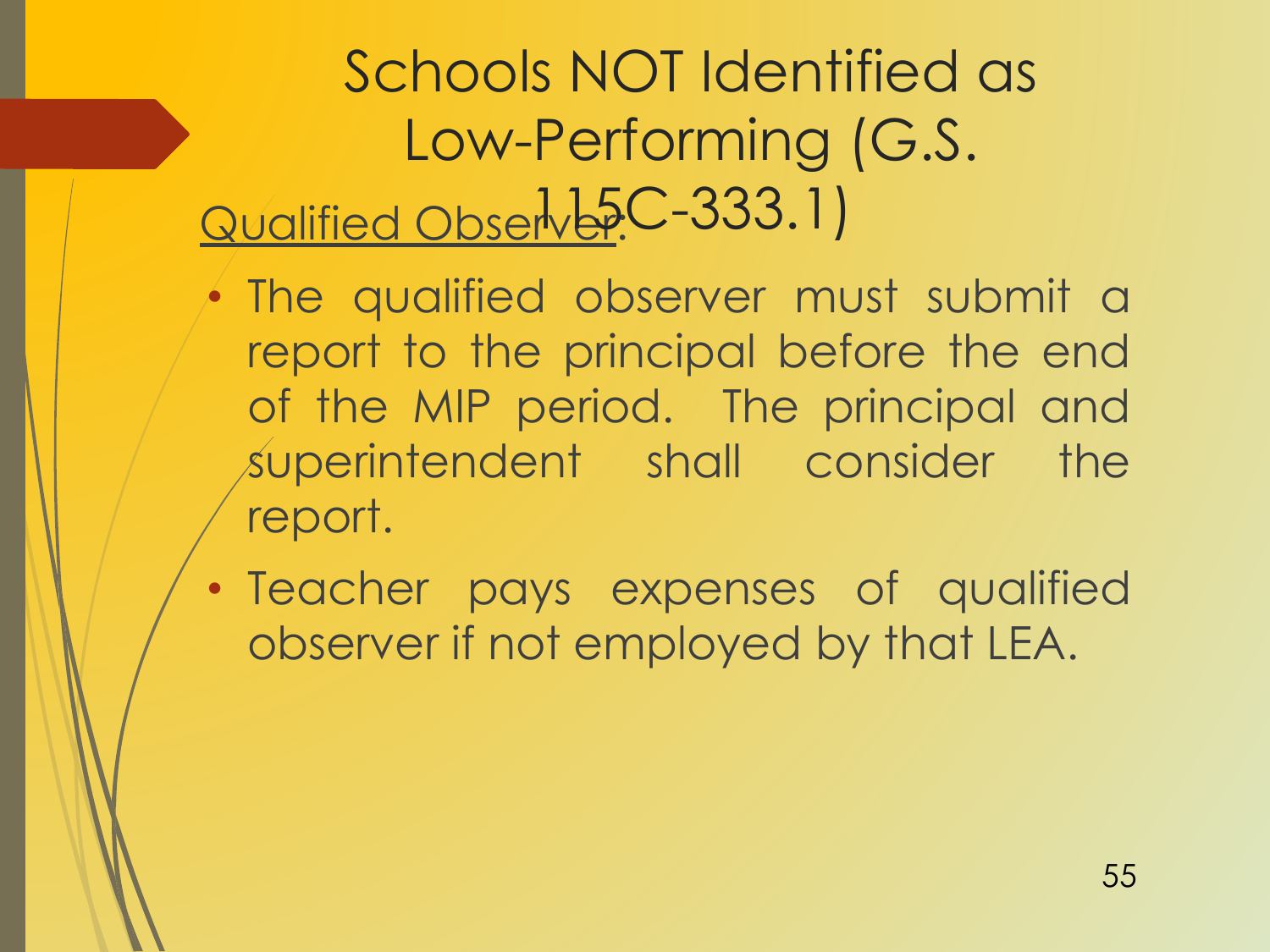# Schools NOT Identified as Low-Performing (G.S. 115C-333.1)

Qualified Observer:

- The qualified observer must submit a report to the principal before the end of the MIP period. The principal and superintendent shall consider the report.
- Teacher pays expenses of qualified observer if not employed by that LEA.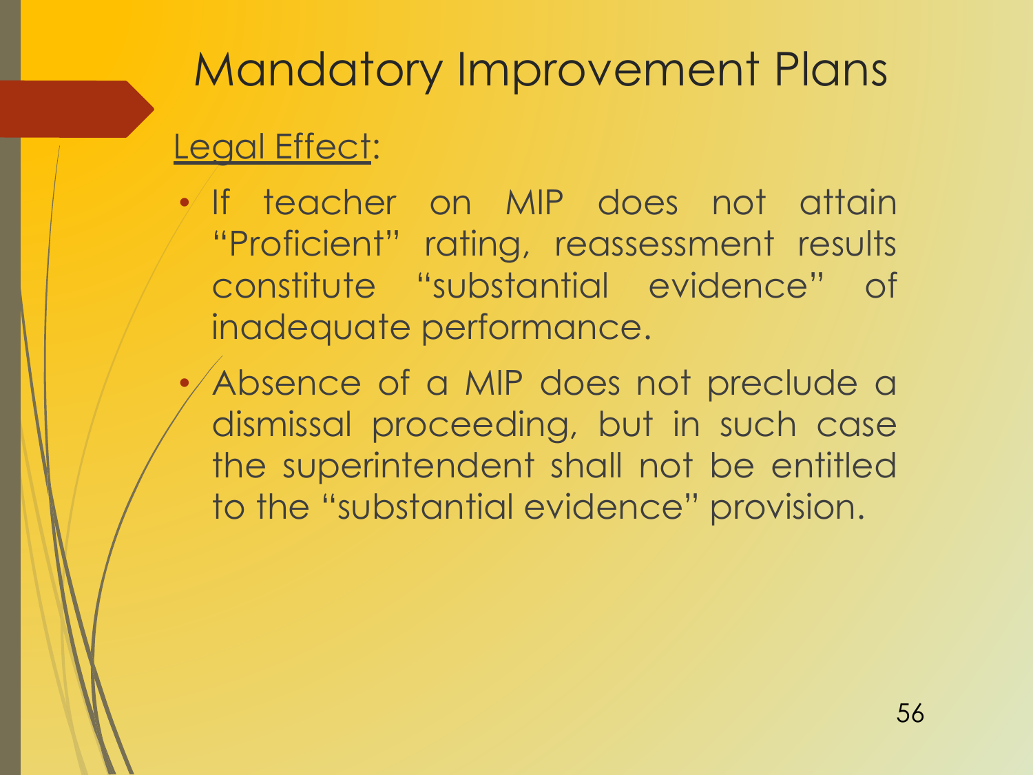# Mandatory Improvement Plans

Legal Effect:

- If teacher on MIP does not attain “Proficient” rating, reassessment results constitute “substantial evidence” of inadequate performance.
- Absence of a MIP does not preclude a dismissal proceeding, but in such case the superintendent shall not be entitled to the “substantial evidence” provision.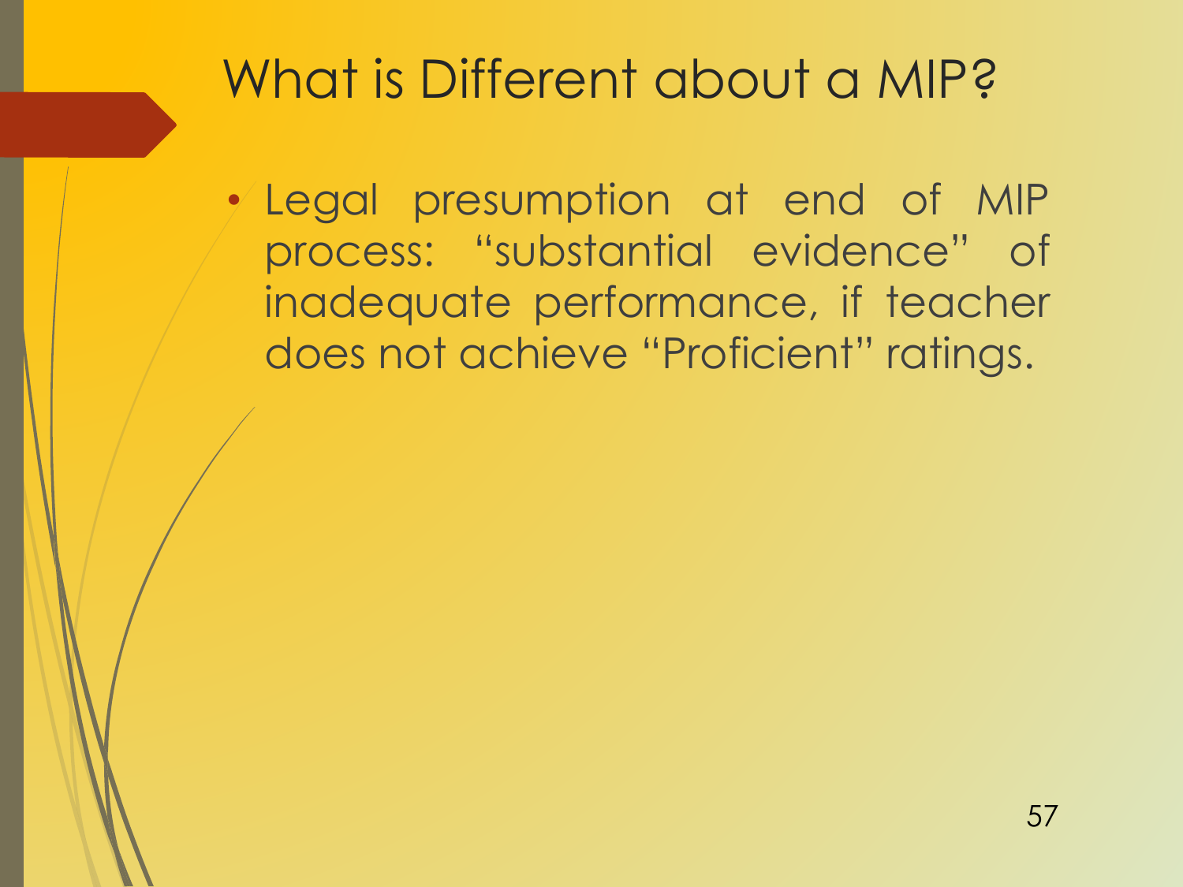# What is Different about a MIP?

- Legal presumption at end of MIP process: “substantial evidence” of inadequate performance, if teacher does not achieve “Proficient” ratings.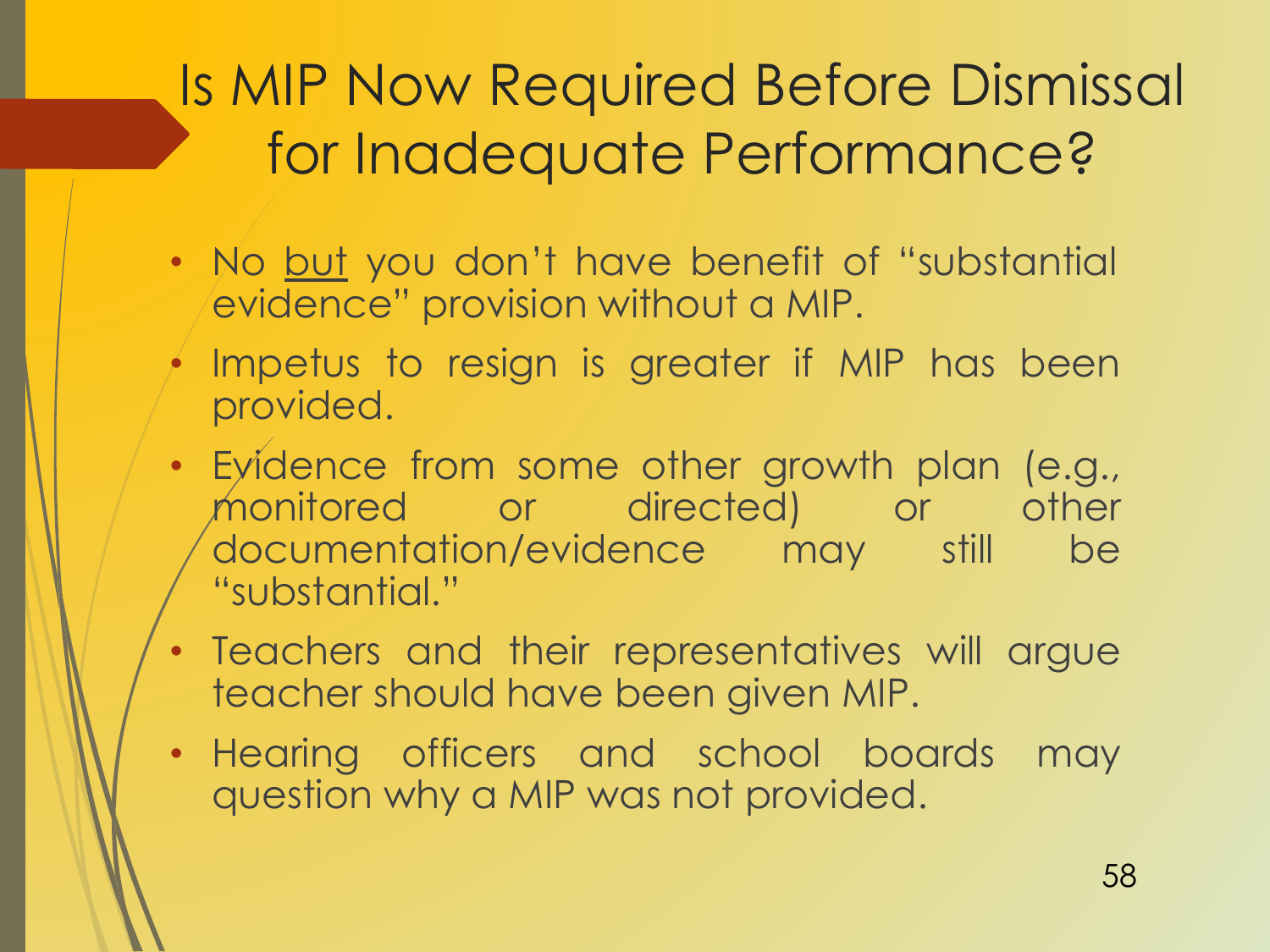# Is MIP Now Required Before Dismissal for Inadequate Performance?

- No <u>but</u> you don't have benefit of "substantial evidence" provision without a MIP.
- Impetus to resign is greater if MIP has been provided.
- Evidence from some other growth plan (e.g., monitored or directed) or other documentation/evidence may still be "substantial."
- Teachers and their representatives will argue teacher should have been given MIP.
- Hearing officers and school boards may question why a MIP was not provided.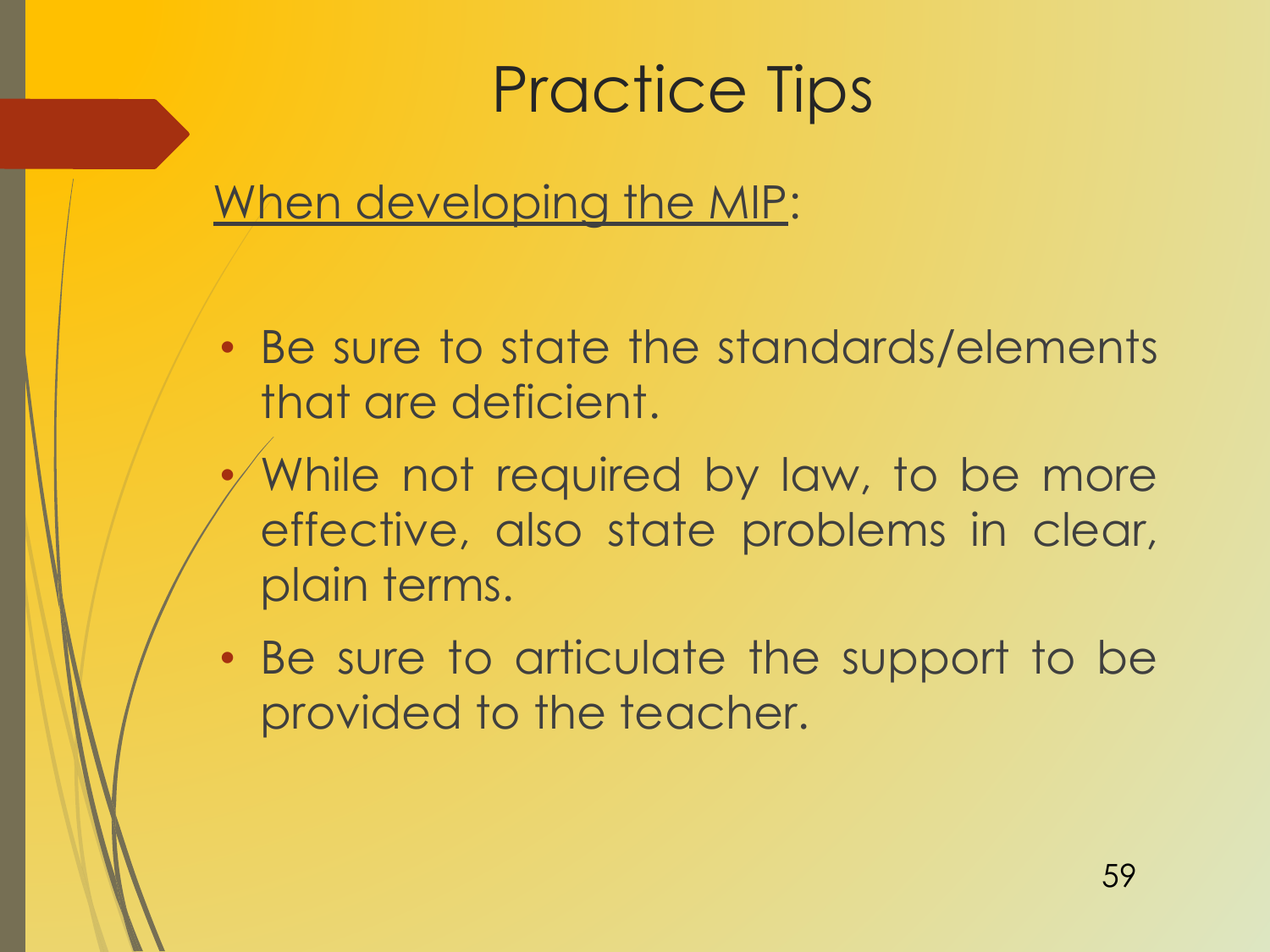# Practice Tips

<u>When developing the MIP</u>:

- Be sure to state the standards/elements that are deficient.
- While not required by law, to be more effective, also state problems in clear, plain terms.
- Be sure to articulate the support to be provided to the teacher.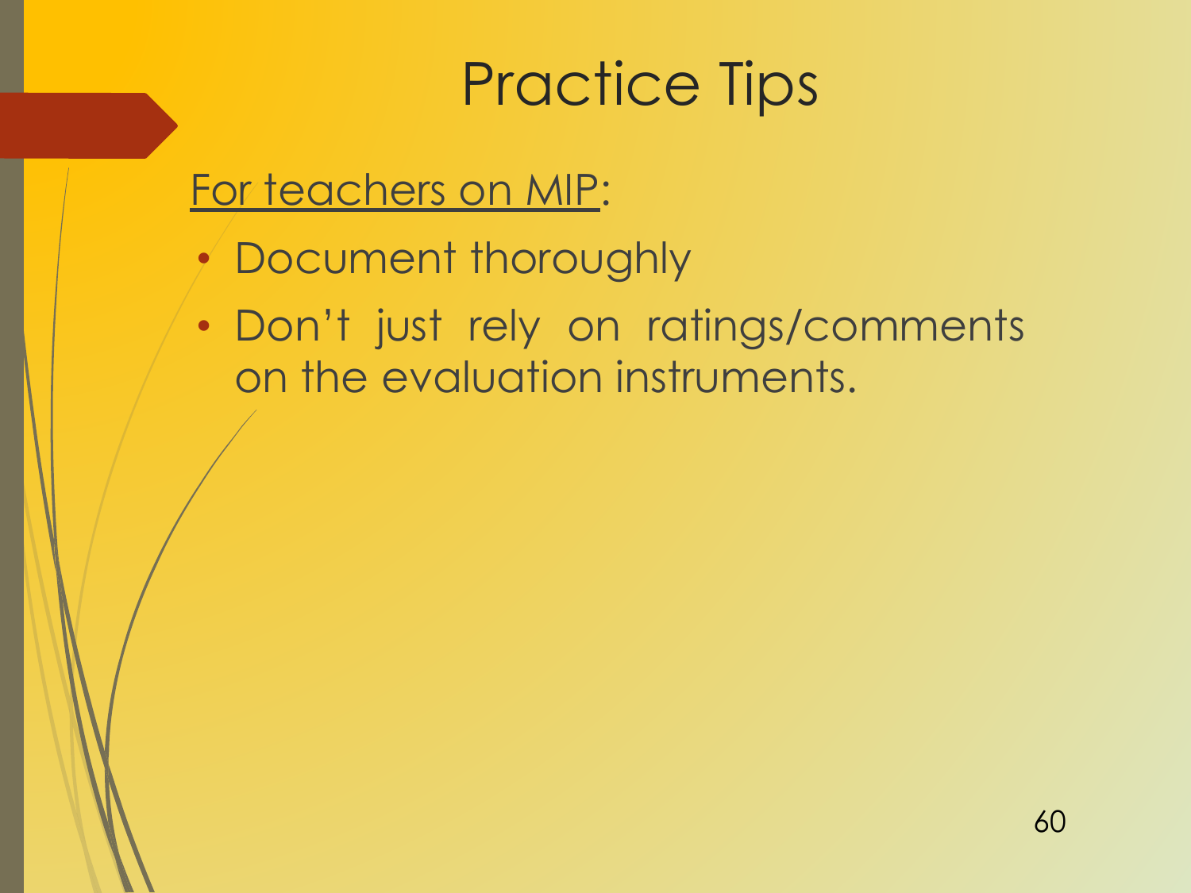# Practice Tips

<u>For teachers on MIP</u>:

- Document thoroughly
- Don't just rely on ratings/comments on the evaluation instruments.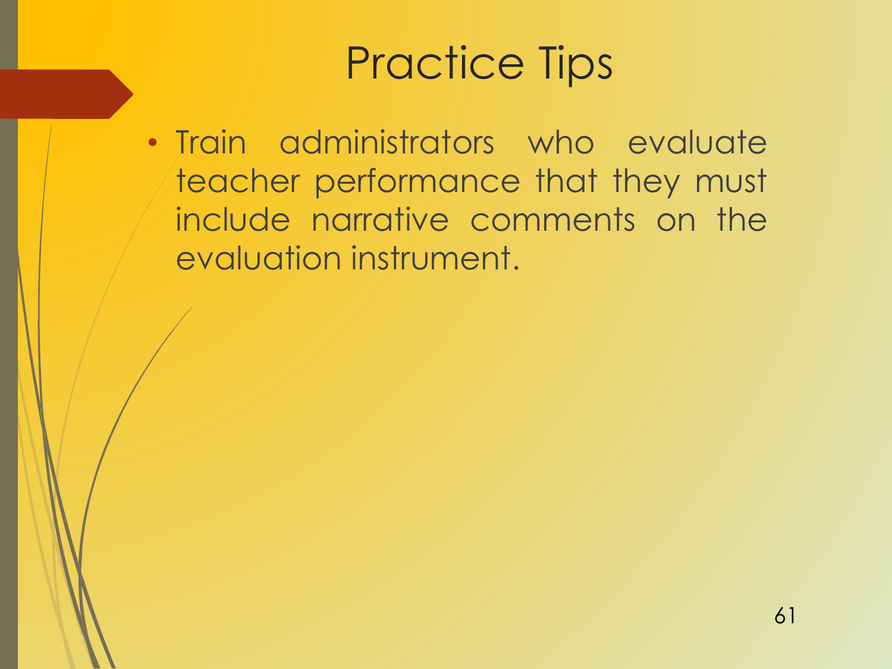# Practice Tips

- Train administrators who evaluate teacher performance that they must include narrative comments on the evaluation instrument.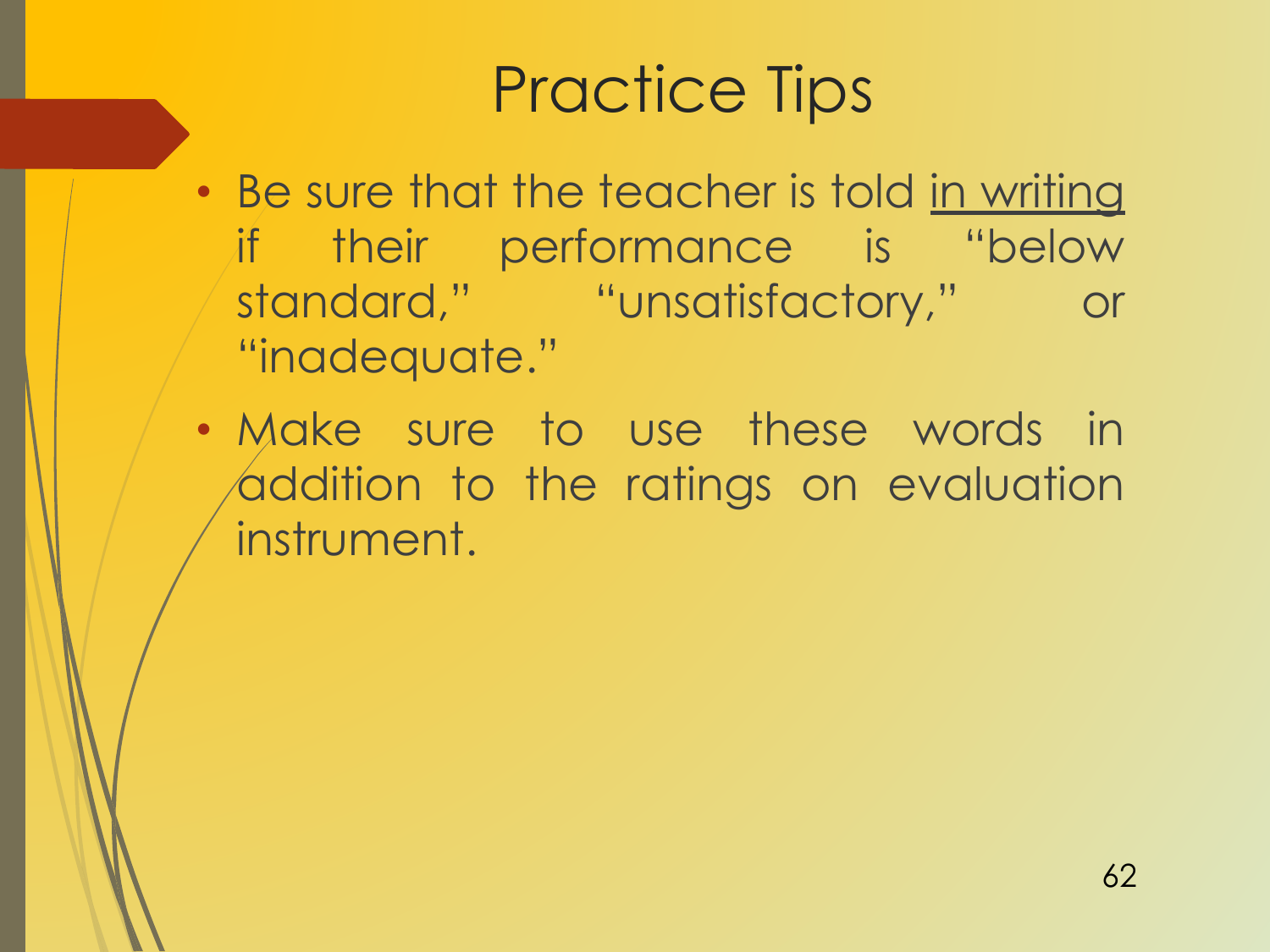# Practice Tips

- Be sure that the teacher is told <u>in writing</u> if their performance is "below standard," "unsatisfactory," or "inadequate."
- Make sure to use these words in addition to the ratings on evaluation instrument.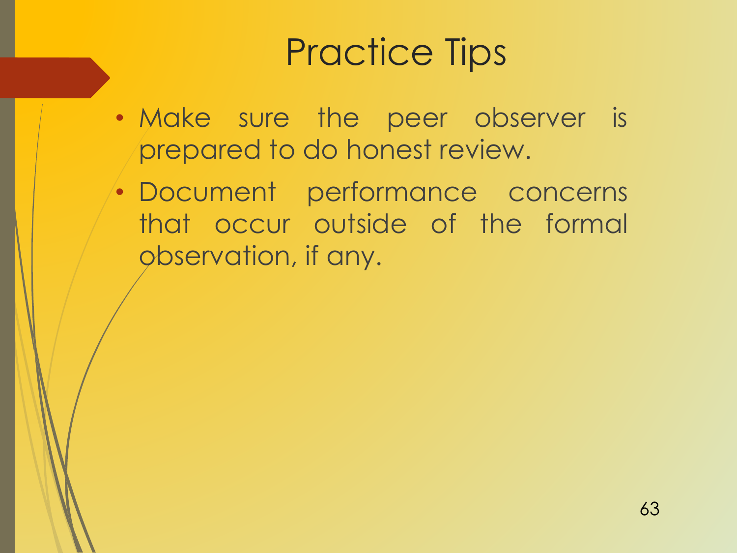# Practice Tips

- Make sure the peer observer is prepared to do honest review.
- Document performance concerns that occur outside of the formal observation, if any.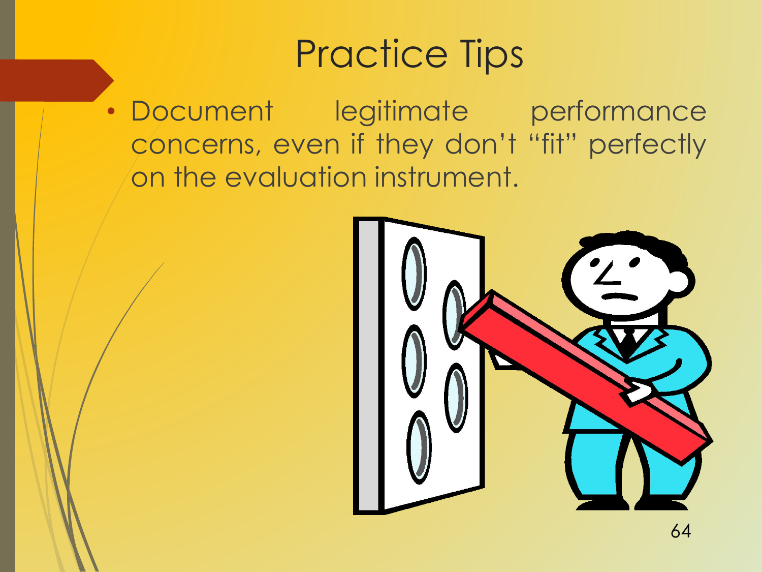# Practice Tips

- Document legitimate performance concerns, even if they don't "fit" perfectly on the evaluation instrument.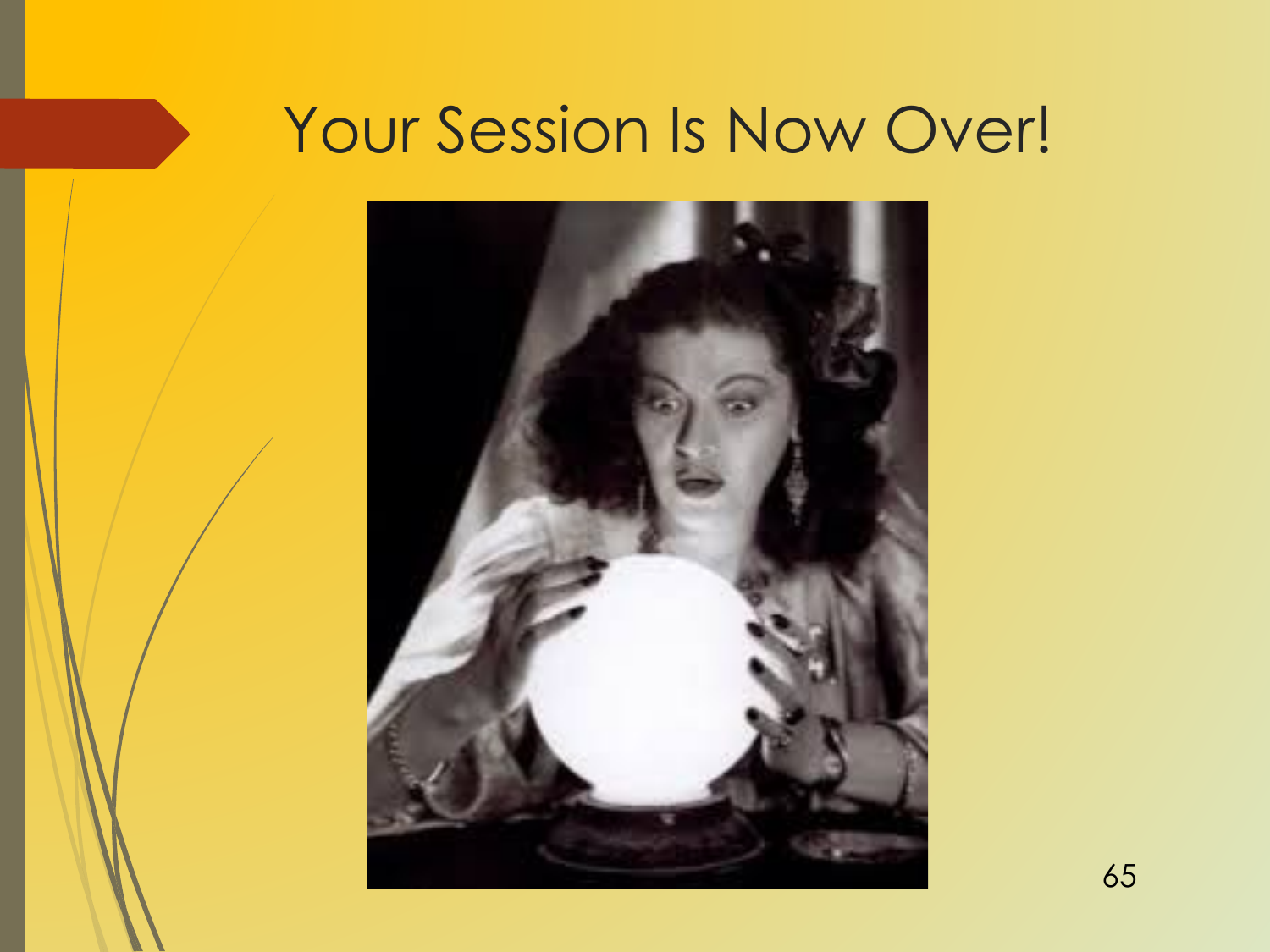# Your Session Is Now Over!